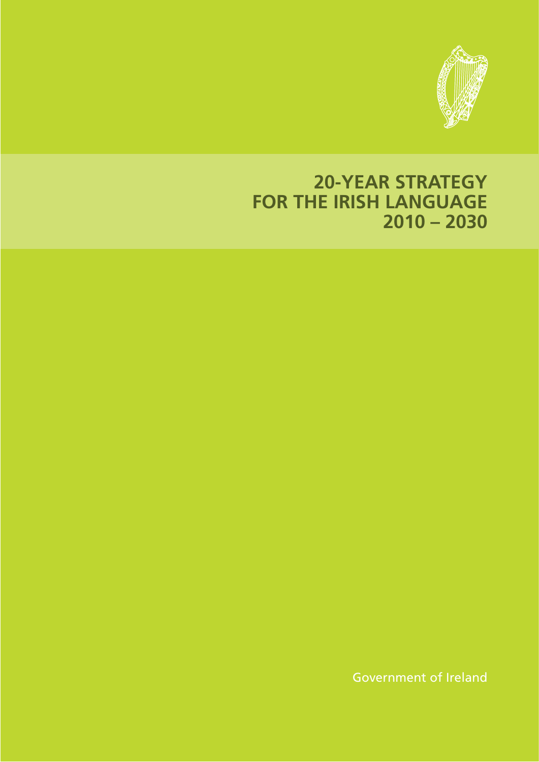# 20-YEAR STRATEGY FOR THE IRISH LANGUAGE 2010 – 2030

Government of Ireland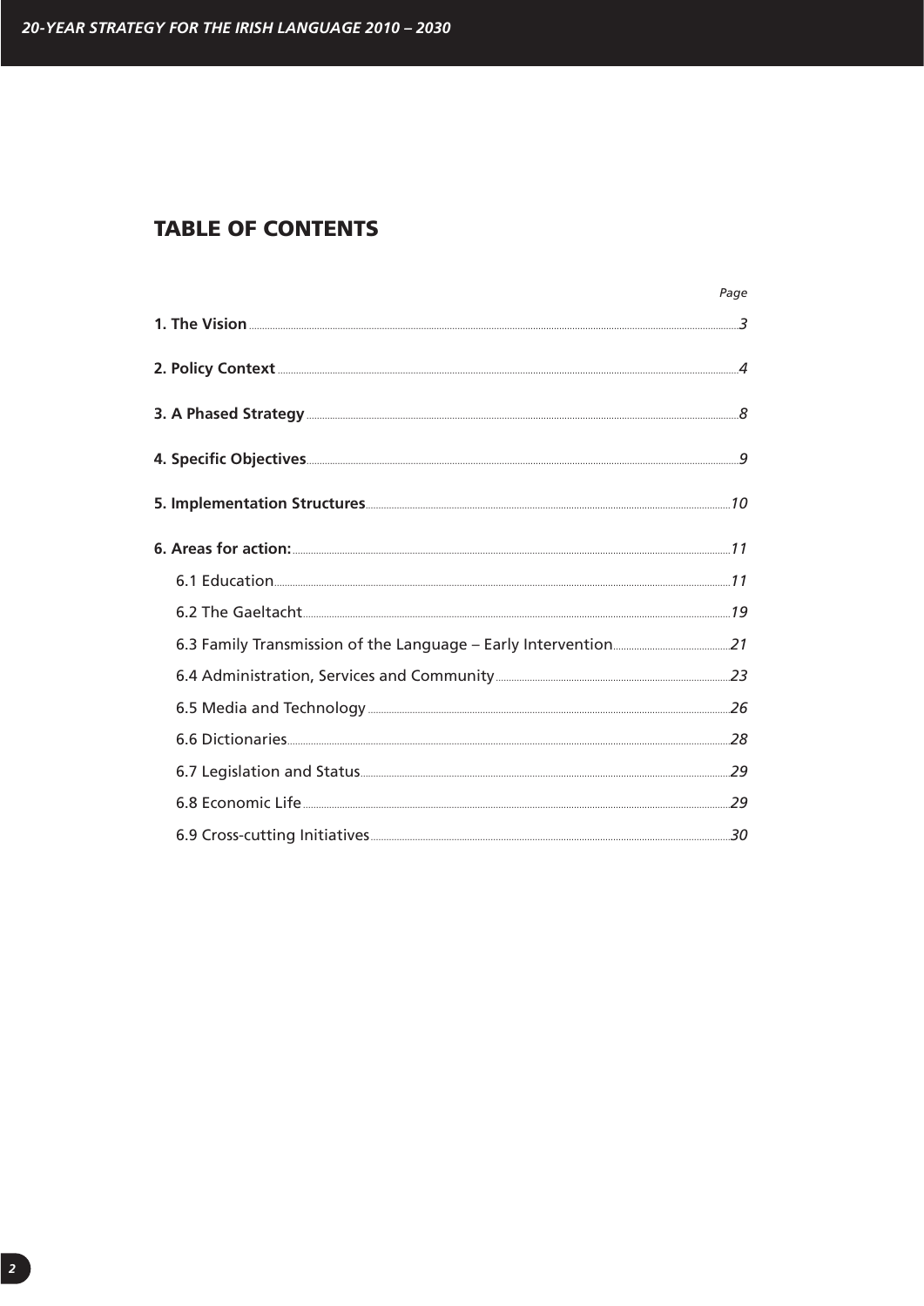# TABLE OF CONTENTS

| | Page |
|---|---|
| **1. The Vision** | 3 |
| **2. Policy Context** | 4 |
| **3. A Phased Strategy** | 8 |
| **4. Specific Objectives** | 9 |
| **5. Implementation Structures** | 10 |
| **6. Areas for action:** | 11 |
| 6.1 Education | 11 |
| 6.2 The Gaeltacht | 19 |
| 6.3 Family Transmission of the Language – Early Intervention | 21 |
| 6.4 Administration, Services and Community | 23 |
| 6.5 Media and Technology | 26 |
| 6.6 Dictionaries | 28 |
| 6.7 Legislation and Status | 29 |
| 6.8 Economic Life | 29 |
| 6.9 Cross-cutting Initiatives | 30 |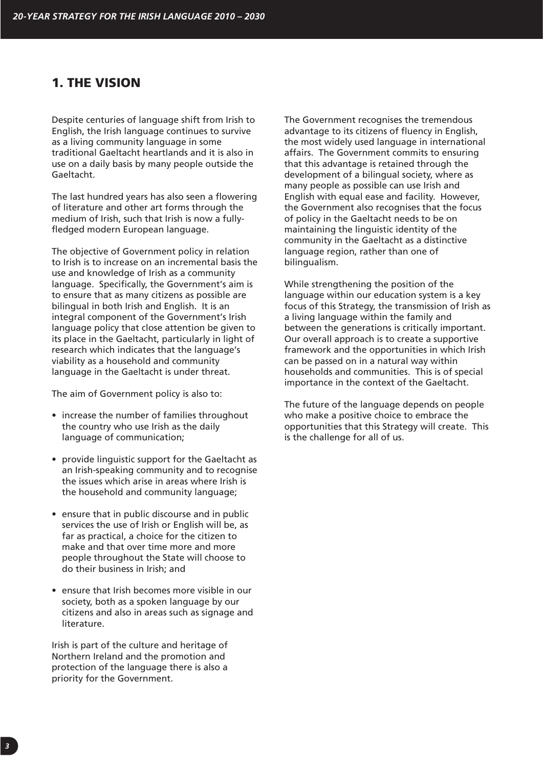## 1. THE VISION

Despite centuries of language shift from Irish to English, the Irish language continues to survive as a living community language in some traditional Gaeltacht heartlands and it is also in use on a daily basis by many people outside the Gaeltacht.

The last hundred years has also seen a flowering of literature and other art forms through the medium of Irish, such that Irish is now a fully-fledged modern European language.

The objective of Government policy in relation to Irish is to increase on an incremental basis the use and knowledge of Irish as a community language. Specifically, the Government's aim is to ensure that as many citizens as possible are bilingual in both Irish and English. It is an integral component of the Government's Irish language policy that close attention be given to its place in the Gaeltacht, particularly in light of research which indicates that the language's viability as a household and community language in the Gaeltacht is under threat.

The aim of Government policy is also to:

- increase the number of families throughout the country who use Irish as the daily language of communication;
- provide linguistic support for the Gaeltacht as an Irish-speaking community and to recognise the issues which arise in areas where Irish is the household and community language;
- ensure that in public discourse and in public services the use of Irish or English will be, as far as practical, a choice for the citizen to make and that over time more and more people throughout the State will choose to do their business in Irish; and
- ensure that Irish becomes more visible in our society, both as a spoken language by our citizens and also in areas such as signage and literature.

Irish is part of the culture and heritage of Northern Ireland and the promotion and protection of the language there is also a priority for the Government.

The Government recognises the tremendous advantage to its citizens of fluency in English, the most widely used language in international affairs. The Government commits to ensuring that this advantage is retained through the development of a bilingual society, where as many people as possible can use Irish and English with equal ease and facility. However, the Government also recognises that the focus of policy in the Gaeltacht needs to be on maintaining the linguistic identity of the community in the Gaeltacht as a distinctive language region, rather than one of bilingualism.

While strengthening the position of the language within our education system is a key focus of this Strategy, the transmission of Irish as a living language within the family and between the generations is critically important. Our overall approach is to create a supportive framework and the opportunities in which Irish can be passed on in a natural way within households and communities. This is of special importance in the context of the Gaeltacht.

The future of the language depends on people who make a positive choice to embrace the opportunities that this Strategy will create. This is the challenge for all of us.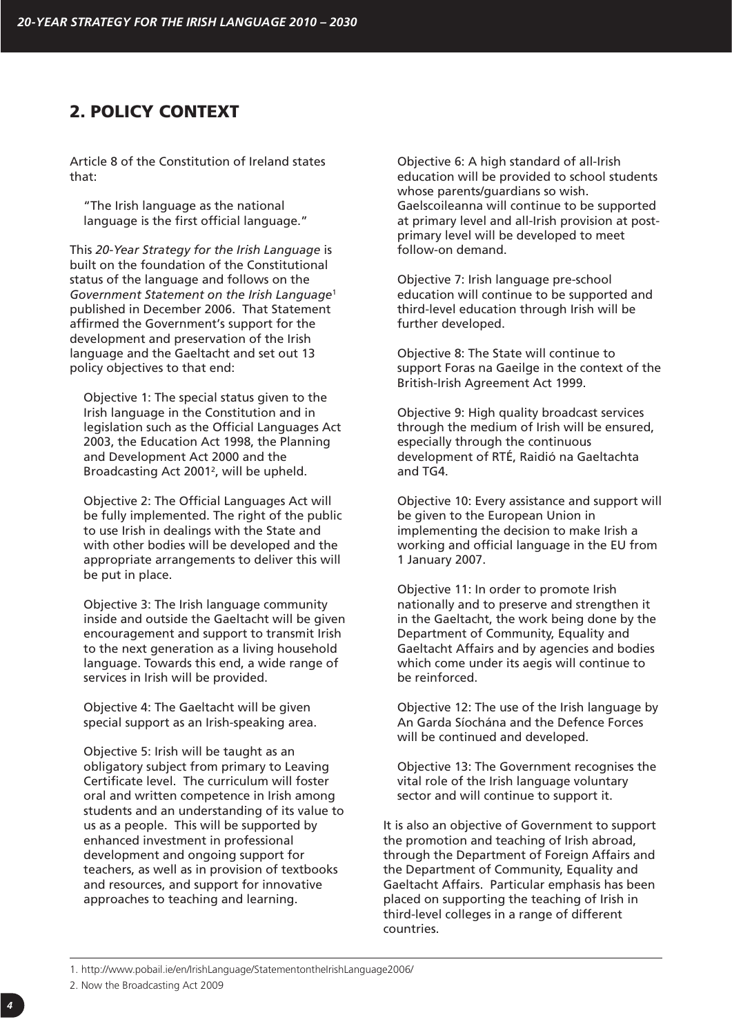## 2. POLICY CONTEXT

Article 8 of the Constitution of Ireland states that:

> "The Irish language as the national language is the first official language."

This *20-Year Strategy for the Irish Language* is built on the foundation of the Constitutional status of the language and follows on the *Government Statement on the Irish Language*[1] published in December 2006. That Statement affirmed the Government's support for the development and preservation of the Irish language and the Gaeltacht and set out 13 policy objectives to that end:

Objective 1: The special status given to the Irish language in the Constitution and in legislation such as the Official Languages Act 2003, the Education Act 1998, the Planning and Development Act 2000 and the Broadcasting Act 2001[2], will be upheld.

Objective 2: The Official Languages Act will be fully implemented. The right of the public to use Irish in dealings with the State and with other bodies will be developed and the appropriate arrangements to deliver this will be put in place.

Objective 3: The Irish language community inside and outside the Gaeltacht will be given encouragement and support to transmit Irish to the next generation as a living household language. Towards this end, a wide range of services in Irish will be provided.

Objective 4: The Gaeltacht will be given special support as an Irish-speaking area.

Objective 5: Irish will be taught as an obligatory subject from primary to Leaving Certificate level. The curriculum will foster oral and written competence in Irish among students and an understanding of its value to us as a people. This will be supported by enhanced investment in professional development and ongoing support for teachers, as well as in provision of textbooks and resources, and support for innovative approaches to teaching and learning.

Objective 6: A high standard of all-Irish education will be provided to school students whose parents/guardians so wish. Gaelscoileanna will continue to be supported at primary level and all-Irish provision at post-primary level will be developed to meet follow-on demand.

Objective 7: Irish language pre-school education will continue to be supported and third-level education through Irish will be further developed.

Objective 8: The State will continue to support Foras na Gaeilge in the context of the British-Irish Agreement Act 1999.

Objective 9: High quality broadcast services through the medium of Irish will be ensured, especially through the continuous development of RTÉ, Raidió na Gaeltachta and TG4.

Objective 10: Every assistance and support will be given to the European Union in implementing the decision to make Irish a working and official language in the EU from 1 January 2007.

Objective 11: In order to promote Irish nationally and to preserve and strengthen it in the Gaeltacht, the work being done by the Department of Community, Equality and Gaeltacht Affairs and by agencies and bodies which come under its aegis will continue to be reinforced.

Objective 12: The use of the Irish language by An Garda Síochána and the Defence Forces will be continued and developed.

Objective 13: The Government recognises the vital role of the Irish language voluntary sector and will continue to support it.

It is also an objective of Government to support the promotion and teaching of Irish abroad, through the Department of Foreign Affairs and the Department of Community, Equality and Gaeltacht Affairs. Particular emphasis has been placed on supporting the teaching of Irish in third-level colleges in a range of different countries.

---

1. http://www.pobail.ie/en/IrishLanguage/StatementontheIrishLanguage2006/
2. Now the Broadcasting Act 2009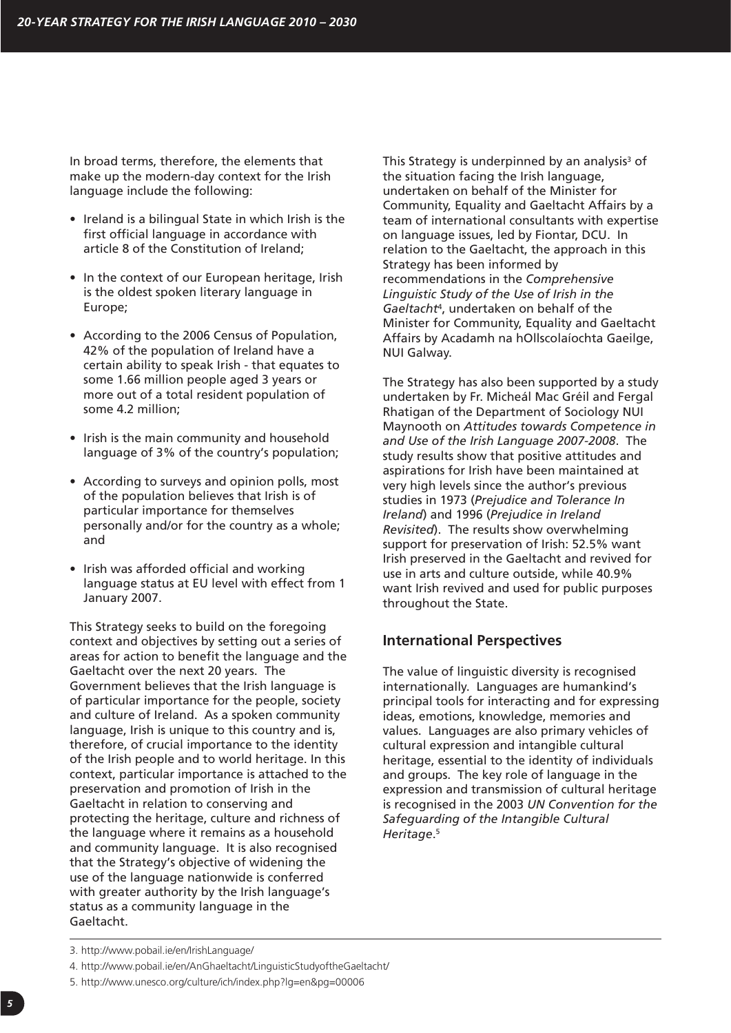In broad terms, therefore, the elements that make up the modern-day context for the Irish language include the following:

- Ireland is a bilingual State in which Irish is the first official language in accordance with article 8 of the Constitution of Ireland;
- In the context of our European heritage, Irish is the oldest spoken literary language in Europe;
- According to the 2006 Census of Population, 42% of the population of Ireland have a certain ability to speak Irish - that equates to some 1.66 million people aged 3 years or more out of a total resident population of some 4.2 million;
- Irish is the main community and household language of 3% of the country's population;
- According to surveys and opinion polls, most of the population believes that Irish is of particular importance for themselves personally and/or for the country as a whole; and
- Irish was afforded official and working language status at EU level with effect from 1 January 2007.

This Strategy seeks to build on the foregoing context and objectives by setting out a series of areas for action to benefit the language and the Gaeltacht over the next 20 years. The Government believes that the Irish language is of particular importance for the people, society and culture of Ireland. As a spoken community language, Irish is unique to this country and is, therefore, of crucial importance to the identity of the Irish people and to world heritage. In this context, particular importance is attached to the preservation and promotion of Irish in the Gaeltacht in relation to conserving and protecting the heritage, culture and richness of the language where it remains as a household and community language. It is also recognised that the Strategy's objective of widening the use of the language nationwide is conferred with greater authority by the Irish language's status as a community language in the Gaeltacht.

This Strategy is underpinned by an analysis[3] of the situation facing the Irish language, undertaken on behalf of the Minister for Community, Equality and Gaeltacht Affairs by a team of international consultants with expertise on language issues, led by Fiontar, DCU. In relation to the Gaeltacht, the approach in this Strategy has been informed by recommendations in the *Comprehensive Linguistic Study of the Use of Irish in the Gaeltacht*[4], undertaken on behalf of the Minister for Community, Equality and Gaeltacht Affairs by Acadamh na hOllscolaíochta Gaeilge, NUI Galway.

The Strategy has also been supported by a study undertaken by Fr. Micheál Mac Gréil and Fergal Rhatigan of the Department of Sociology NUI Maynooth on *Attitudes towards Competence in and Use of the Irish Language 2007-2008*. The study results show that positive attitudes and aspirations for Irish have been maintained at very high levels since the author's previous studies in 1973 (*Prejudice and Tolerance In Ireland*) and 1996 (*Prejudice in Ireland Revisited*). The results show overwhelming support for preservation of Irish: 52.5% want Irish preserved in the Gaeltacht and revived for use in arts and culture outside, while 40.9% want Irish revived and used for public purposes throughout the State.

## International Perspectives

The value of linguistic diversity is recognised internationally. Languages are humankind's principal tools for interacting and for expressing ideas, emotions, knowledge, memories and values. Languages are also primary vehicles of cultural expression and intangible cultural heritage, essential to the identity of individuals and groups. The key role of language in the expression and transmission of cultural heritage is recognised in the 2003 *UN Convention for the Safeguarding of the Intangible Cultural Heritage*.[5]

---

3. http://www.pobail.ie/en/IrishLanguage/
4. http://www.pobail.ie/en/AnGhaeltacht/LinguisticStudyoftheGaeltacht/
5. http://www.unesco.org/culture/ich/index.php?lg=en&pg=00006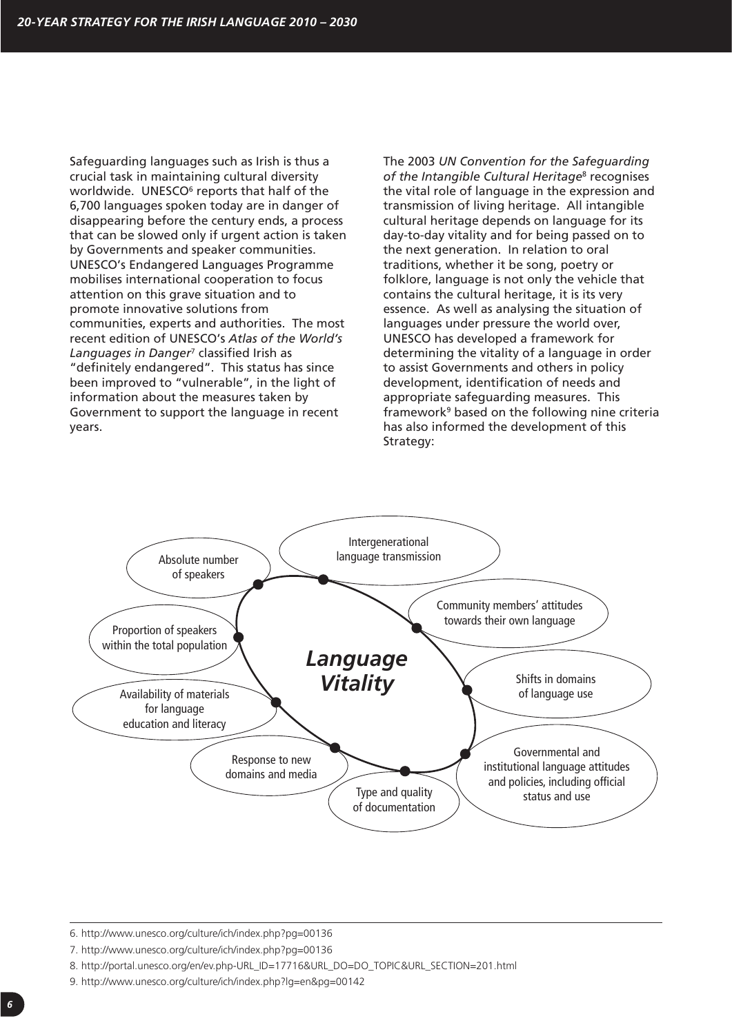Safeguarding languages such as Irish is thus a crucial task in maintaining cultural diversity worldwide. UNESCO[6] reports that half of the 6,700 languages spoken today are in danger of disappearing before the century ends, a process that can be slowed only if urgent action is taken by Governments and speaker communities. UNESCO's Endangered Languages Programme mobilises international cooperation to focus attention on this grave situation and to promote innovative solutions from communities, experts and authorities. The most recent edition of UNESCO's *Atlas of the World's Languages in Danger*[7] classified Irish as "definitely endangered". This status has since been improved to "vulnerable", in the light of information about the measures taken by Government to support the language in recent years.

The 2003 *UN Convention for the Safeguarding of the Intangible Cultural Heritage*[8] recognises the vital role of language in the expression and transmission of living heritage. All intangible cultural heritage depends on language for its day-to-day vitality and for being passed on to the next generation. In relation to oral traditions, whether it be song, poetry or folklore, language is not only the vehicle that contains the cultural heritage, it is its very essence. As well as analysing the situation of languages under pressure the world over, UNESCO has developed a framework for determining the vitality of a language in order to assist Governments and others in policy development, identification of needs and appropriate safeguarding measures. This framework[9] based on the following nine criteria has also informed the development of this Strategy:

**Language Vitality**

- Intergenerational language transmission
- Community members' attitudes towards their own language
- Shifts in domains of language use
- Governmental and institutional language attitudes and policies, including official status and use
- Type and quality of documentation
- Response to new domains and media
- Availability of materials for language education and literacy
- Proportion of speakers within the total population
- Absolute number of speakers

---

6. http://www.unesco.org/culture/ich/index.php?pg=00136

7. http://www.unesco.org/culture/ich/index.php?pg=00136

8. http://portal.unesco.org/en/ev.php-URL_ID=17716&URL_DO=DO_TOPIC&URL_SECTION=201.html

9. http://www.unesco.org/culture/ich/index.php?lg=en&pg=00142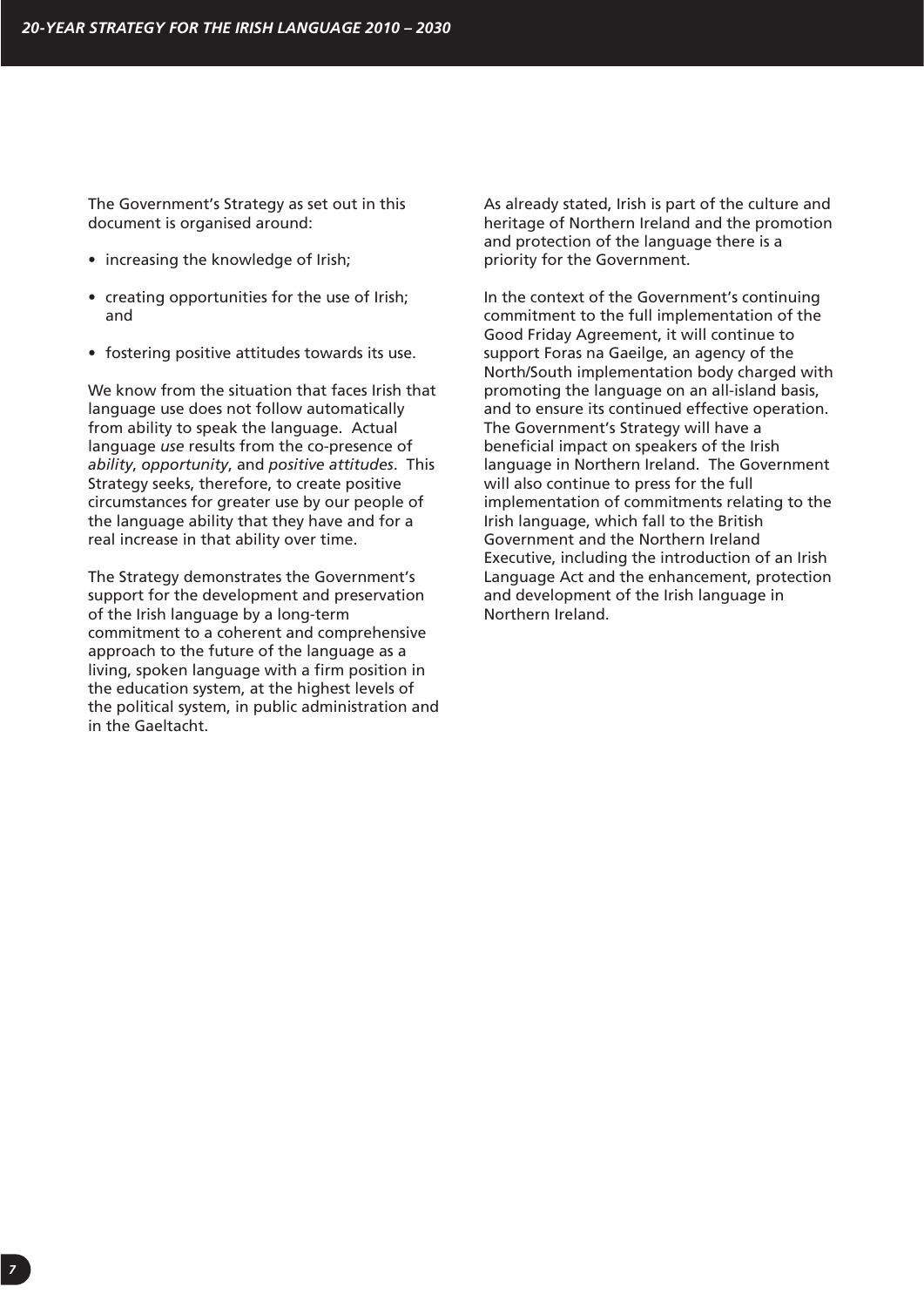The Government's Strategy as set out in this document is organised around:

- increasing the knowledge of Irish;
- creating opportunities for the use of Irish; and
- fostering positive attitudes towards its use.

We know from the situation that faces Irish that language use does not follow automatically from ability to speak the language. Actual language *use* results from the co-presence of *ability*, *opportunity*, and *positive attitudes*. This Strategy seeks, therefore, to create positive circumstances for greater use by our people of the language ability that they have and for a real increase in that ability over time.

The Strategy demonstrates the Government's support for the development and preservation of the Irish language by a long-term commitment to a coherent and comprehensive approach to the future of the language as a living, spoken language with a firm position in the education system, at the highest levels of the political system, in public administration and in the Gaeltacht.

As already stated, Irish is part of the culture and heritage of Northern Ireland and the promotion and protection of the language there is a priority for the Government.

In the context of the Government's continuing commitment to the full implementation of the Good Friday Agreement, it will continue to support Foras na Gaeilge, an agency of the North/South implementation body charged with promoting the language on an all-island basis, and to ensure its continued effective operation. The Government's Strategy will have a beneficial impact on speakers of the Irish language in Northern Ireland. The Government will also continue to press for the full implementation of commitments relating to the Irish language, which fall to the British Government and the Northern Ireland Executive, including the introduction of an Irish Language Act and the enhancement, protection and development of the Irish language in Northern Ireland.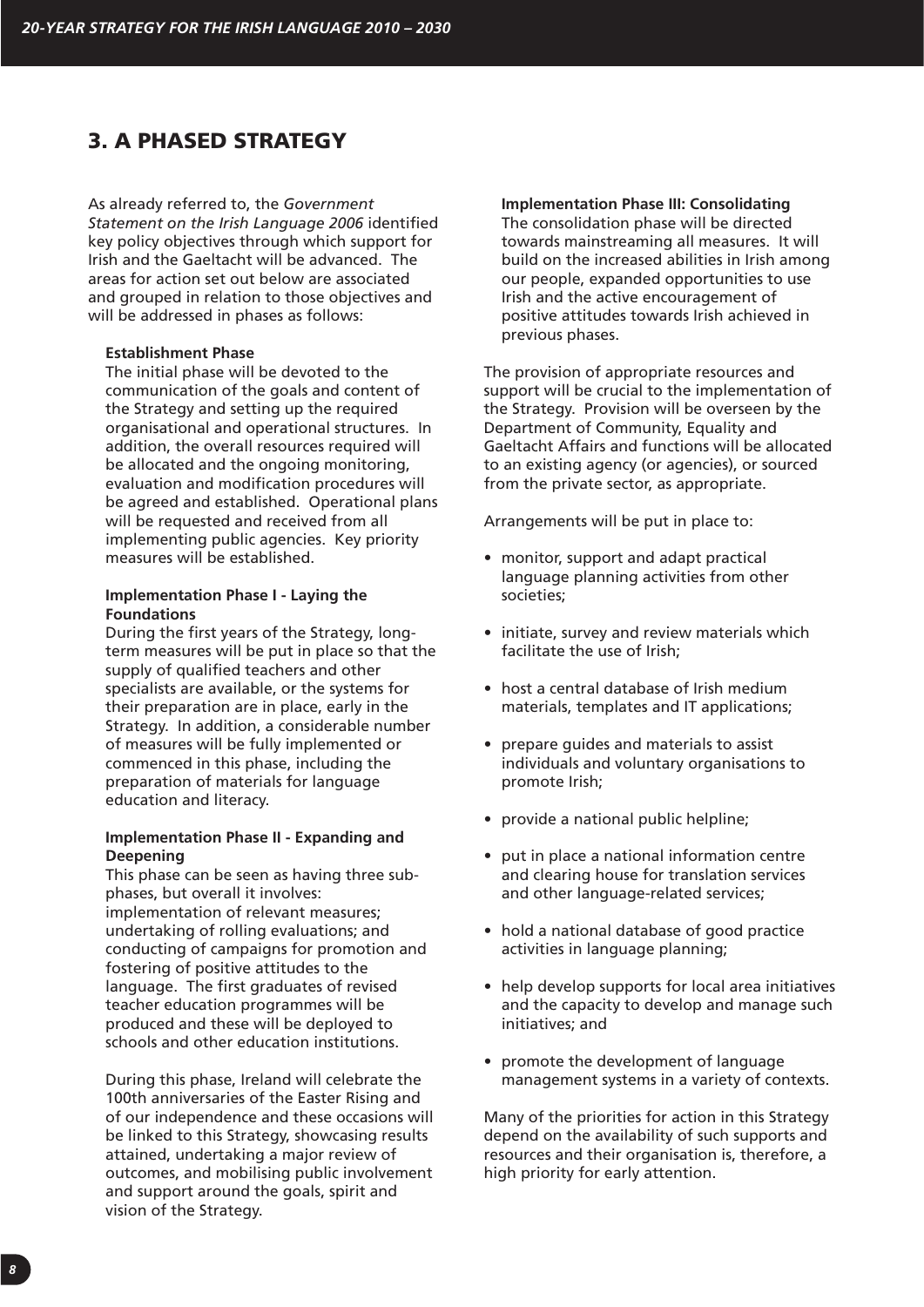## 3. A PHASED STRATEGY

As already referred to, the *Government Statement on the Irish Language 2006* identified key policy objectives through which support for Irish and the Gaeltacht will be advanced. The areas for action set out below are associated and grouped in relation to those objectives and will be addressed in phases as follows:

**Establishment Phase**
The initial phase will be devoted to the communication of the goals and content of the Strategy and setting up the required organisational and operational structures. In addition, the overall resources required will be allocated and the ongoing monitoring, evaluation and modification procedures will be agreed and established. Operational plans will be requested and received from all implementing public agencies. Key priority measures will be established.

**Implementation Phase I - Laying the Foundations**
During the first years of the Strategy, long-term measures will be put in place so that the supply of qualified teachers and other specialists are available, or the systems for their preparation are in place, early in the Strategy. In addition, a considerable number of measures will be fully implemented or commenced in this phase, including the preparation of materials for language education and literacy.

**Implementation Phase II - Expanding and Deepening**
This phase can be seen as having three sub-phases, but overall it involves: implementation of relevant measures; undertaking of rolling evaluations; and conducting of campaigns for promotion and fostering of positive attitudes to the language. The first graduates of revised teacher education programmes will be produced and these will be deployed to schools and other education institutions.

During this phase, Ireland will celebrate the 100th anniversaries of the Easter Rising and of our independence and these occasions will be linked to this Strategy, showcasing results attained, undertaking a major review of outcomes, and mobilising public involvement and support around the goals, spirit and vision of the Strategy.

**Implementation Phase III: Consolidating**
The consolidation phase will be directed towards mainstreaming all measures. It will build on the increased abilities in Irish among our people, expanded opportunities to use Irish and the active encouragement of positive attitudes towards Irish achieved in previous phases.

The provision of appropriate resources and support will be crucial to the implementation of the Strategy. Provision will be overseen by the Department of Community, Equality and Gaeltacht Affairs and functions will be allocated to an existing agency (or agencies), or sourced from the private sector, as appropriate.

Arrangements will be put in place to:

- monitor, support and adapt practical language planning activities from other societies;
- initiate, survey and review materials which facilitate the use of Irish;
- host a central database of Irish medium materials, templates and IT applications;
- prepare guides and materials to assist individuals and voluntary organisations to promote Irish;
- provide a national public helpline;
- put in place a national information centre and clearing house for translation services and other language-related services;
- hold a national database of good practice activities in language planning;
- help develop supports for local area initiatives and the capacity to develop and manage such initiatives; and
- promote the development of language management systems in a variety of contexts.

Many of the priorities for action in this Strategy depend on the availability of such supports and resources and their organisation is, therefore, a high priority for early attention.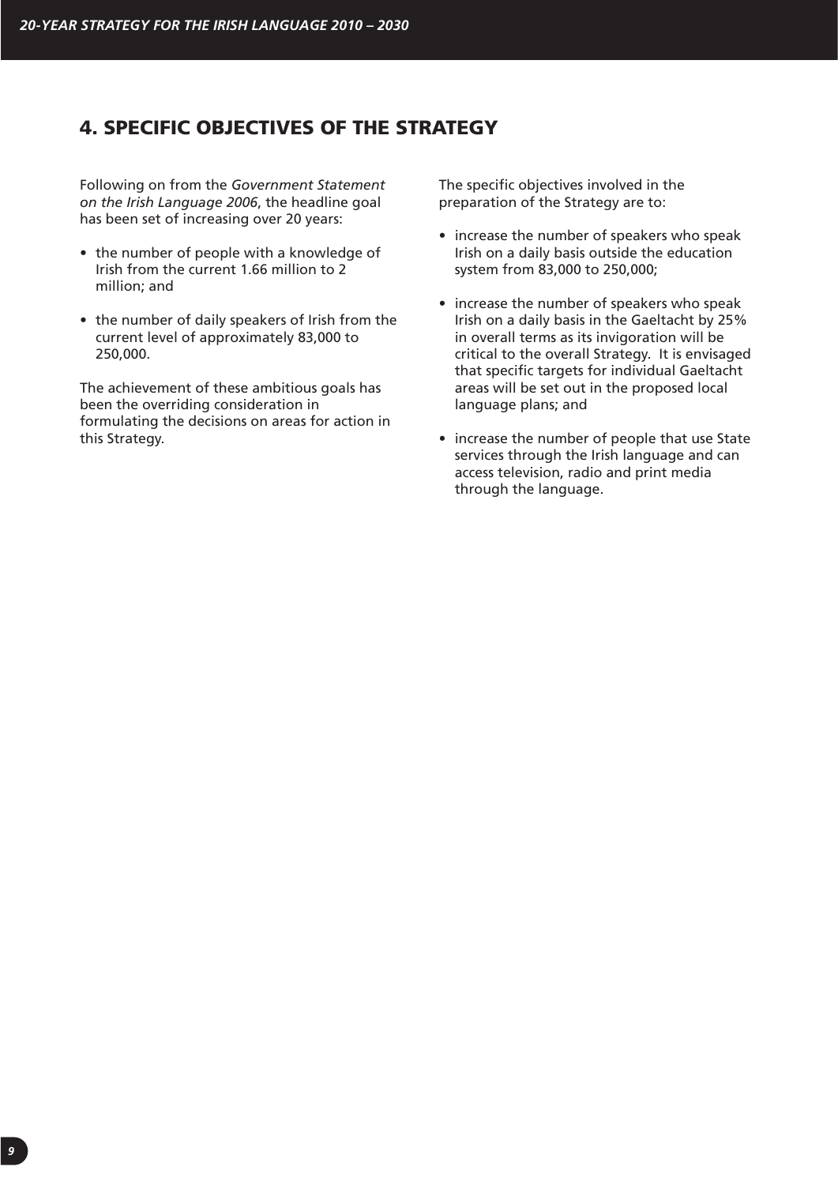## 4. SPECIFIC OBJECTIVES OF THE STRATEGY

Following on from the *Government Statement on the Irish Language 2006*, the headline goal has been set of increasing over 20 years:

- the number of people with a knowledge of Irish from the current 1.66 million to 2 million; and
- the number of daily speakers of Irish from the current level of approximately 83,000 to 250,000.

The achievement of these ambitious goals has been the overriding consideration in formulating the decisions on areas for action in this Strategy.

The specific objectives involved in the preparation of the Strategy are to:

- increase the number of speakers who speak Irish on a daily basis outside the education system from 83,000 to 250,000;
- increase the number of speakers who speak Irish on a daily basis in the Gaeltacht by 25% in overall terms as its invigoration will be critical to the overall Strategy. It is envisaged that specific targets for individual Gaeltacht areas will be set out in the proposed local language plans; and
- increase the number of people that use State services through the Irish language and can access television, radio and print media through the language.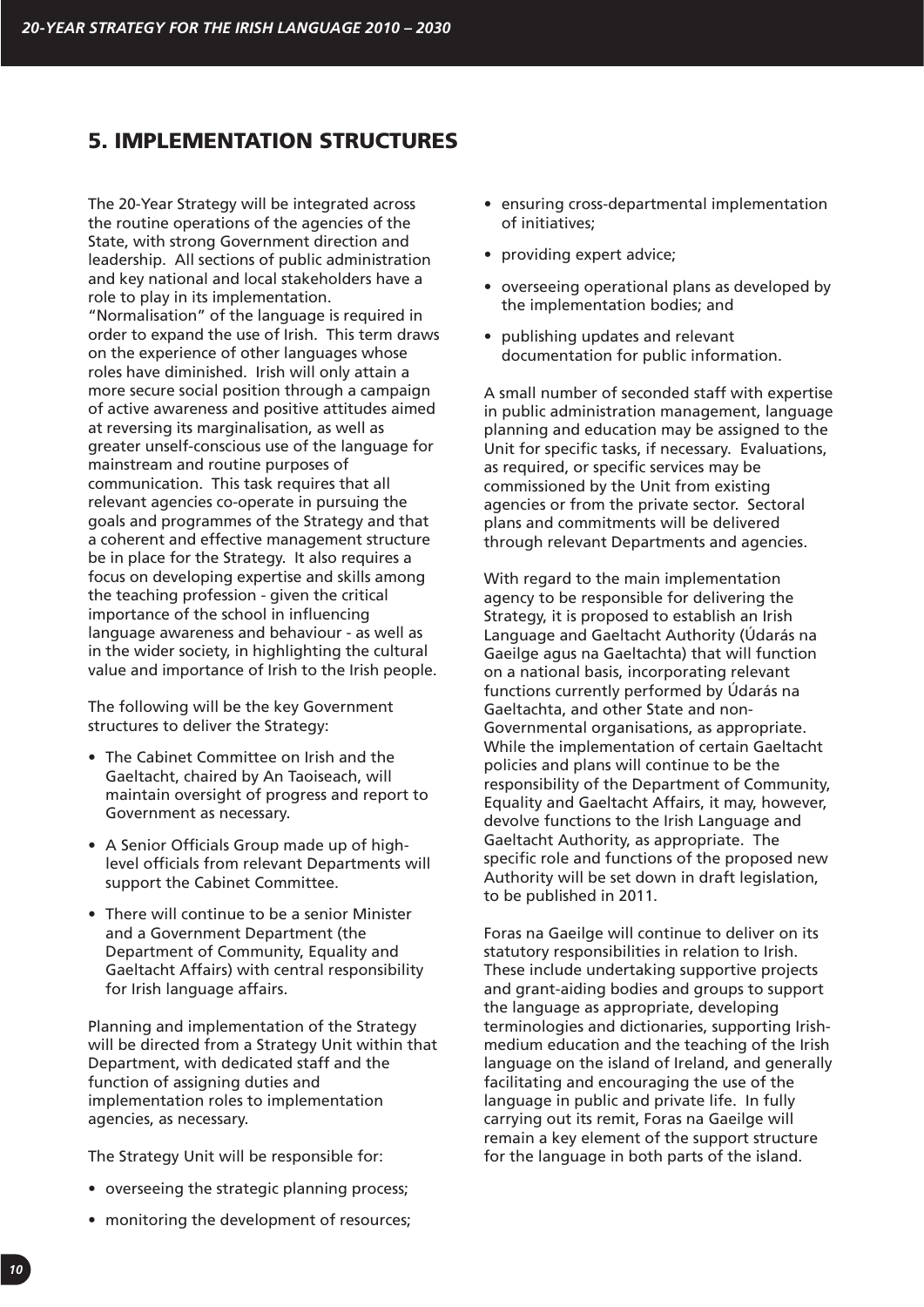## 5. IMPLEMENTATION STRUCTURES

The 20-Year Strategy will be integrated across the routine operations of the agencies of the State, with strong Government direction and leadership. All sections of public administration and key national and local stakeholders have a role to play in its implementation. "Normalisation" of the language is required in order to expand the use of Irish. This term draws on the experience of other languages whose roles have diminished. Irish will only attain a more secure social position through a campaign of active awareness and positive attitudes aimed at reversing its marginalisation, as well as greater unself-conscious use of the language for mainstream and routine purposes of communication. This task requires that all relevant agencies co-operate in pursuing the goals and programmes of the Strategy and that a coherent and effective management structure be in place for the Strategy. It also requires a focus on developing expertise and skills among the teaching profession - given the critical importance of the school in influencing language awareness and behaviour - as well as in the wider society, in highlighting the cultural value and importance of Irish to the Irish people.

The following will be the key Government structures to deliver the Strategy:

- The Cabinet Committee on Irish and the Gaeltacht, chaired by An Taoiseach, will maintain oversight of progress and report to Government as necessary.
- A Senior Officials Group made up of high-level officials from relevant Departments will support the Cabinet Committee.
- There will continue to be a senior Minister and a Government Department (the Department of Community, Equality and Gaeltacht Affairs) with central responsibility for Irish language affairs.

Planning and implementation of the Strategy will be directed from a Strategy Unit within that Department, with dedicated staff and the function of assigning duties and implementation roles to implementation agencies, as necessary.

The Strategy Unit will be responsible for:

- overseeing the strategic planning process;
- monitoring the development of resources;
- ensuring cross-departmental implementation of initiatives;
- providing expert advice;
- overseeing operational plans as developed by the implementation bodies; and
- publishing updates and relevant documentation for public information.

A small number of seconded staff with expertise in public administration management, language planning and education may be assigned to the Unit for specific tasks, if necessary. Evaluations, as required, or specific services may be commissioned by the Unit from existing agencies or from the private sector. Sectoral plans and commitments will be delivered through relevant Departments and agencies.

With regard to the main implementation agency to be responsible for delivering the Strategy, it is proposed to establish an Irish Language and Gaeltacht Authority (Údarás na Gaeilge agus na Gaeltachta) that will function on a national basis, incorporating relevant functions currently performed by Údarás na Gaeltachta, and other State and non-Governmental organisations, as appropriate. While the implementation of certain Gaeltacht policies and plans will continue to be the responsibility of the Department of Community, Equality and Gaeltacht Affairs, it may, however, devolve functions to the Irish Language and Gaeltacht Authority, as appropriate. The specific role and functions of the proposed new Authority will be set down in draft legislation, to be published in 2011.

Foras na Gaeilge will continue to deliver on its statutory responsibilities in relation to Irish. These include undertaking supportive projects and grant-aiding bodies and groups to support the language as appropriate, developing terminologies and dictionaries, supporting Irish-medium education and the teaching of the Irish language on the island of Ireland, and generally facilitating and encouraging the use of the language in public and private life. In fully carrying out its remit, Foras na Gaeilge will remain a key element of the support structure for the language in both parts of the island.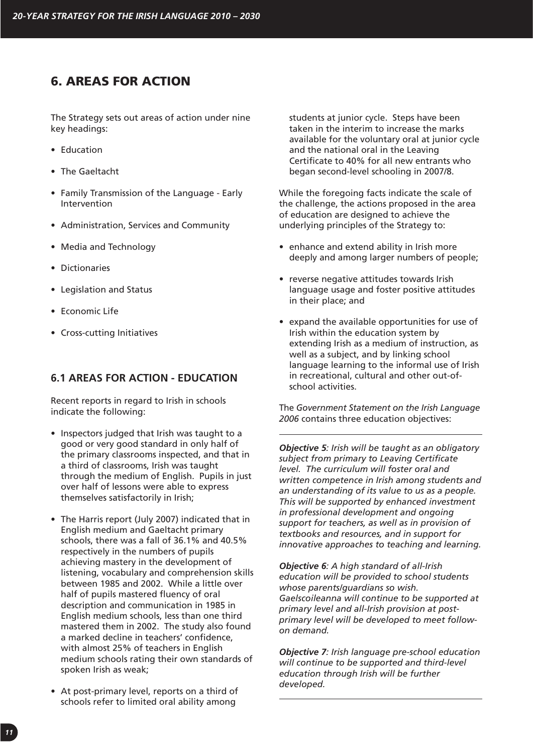## 6. AREAS FOR ACTION

The Strategy sets out areas of action under nine key headings:

- Education
- The Gaeltacht
- Family Transmission of the Language - Early Intervention
- Administration, Services and Community
- Media and Technology
- Dictionaries
- Legislation and Status
- Economic Life
- Cross-cutting Initiatives

### 6.1 AREAS FOR ACTION - EDUCATION

Recent reports in regard to Irish in schools indicate the following:

- Inspectors judged that Irish was taught to a good or very good standard in only half of the primary classrooms inspected, and that in a third of classrooms, Irish was taught through the medium of English. Pupils in just over half of lessons were able to express themselves satisfactorily in Irish;
- The Harris report (July 2007) indicated that in English medium and Gaeltacht primary schools, there was a fall of 36.1% and 40.5% respectively in the numbers of pupils achieving mastery in the development of listening, vocabulary and comprehension skills between 1985 and 2002. While a little over half of pupils mastered fluency of oral description and communication in 1985 in English medium schools, less than one third mastered them in 2002. The study also found a marked decline in teachers' confidence, with almost 25% of teachers in English medium schools rating their own standards of spoken Irish as weak;
- At post-primary level, reports on a third of schools refer to limited oral ability among students at junior cycle. Steps have been taken in the interim to increase the marks available for the voluntary oral at junior cycle and the national oral in the Leaving Certificate to 40% for all new entrants who began second-level schooling in 2007/8.

While the foregoing facts indicate the scale of the challenge, the actions proposed in the area of education are designed to achieve the underlying principles of the Strategy to:

- enhance and extend ability in Irish more deeply and among larger numbers of people;
- reverse negative attitudes towards Irish language usage and foster positive attitudes in their place; and
- expand the available opportunities for use of Irish within the education system by extending Irish as a medium of instruction, as well as a subject, and by linking school language learning to the informal use of Irish in recreational, cultural and other out-of-school activities.

The *Government Statement on the Irish Language 2006* contains three education objectives:

---

***Objective 5****: Irish will be taught as an obligatory subject from primary to Leaving Certificate level. The curriculum will foster oral and written competence in Irish among students and an understanding of its value to us as a people. This will be supported by enhanced investment in professional development and ongoing support for teachers, as well as in provision of textbooks and resources, and in support for innovative approaches to teaching and learning.*

***Objective 6****: A high standard of all-Irish education will be provided to school students whose parents/guardians so wish. Gaelscoileanna will continue to be supported at primary level and all-Irish provision at post-primary level will be developed to meet follow-on demand.*

***Objective 7****: Irish language pre-school education will continue to be supported and third-level education through Irish will be further developed.*

---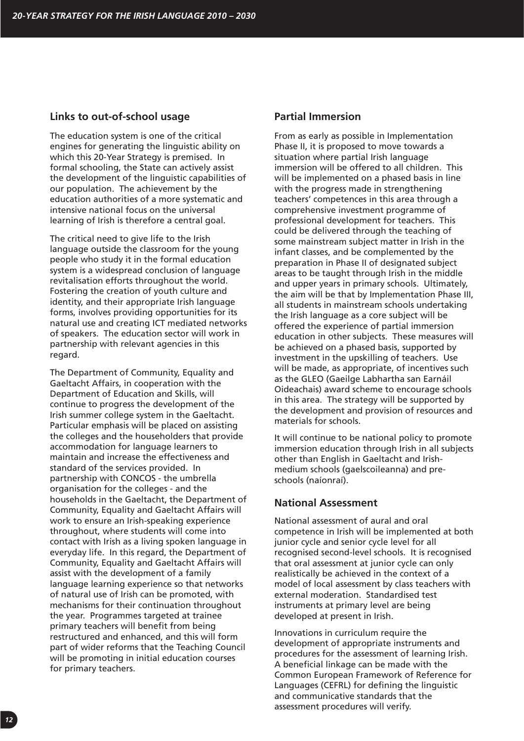## Links to out-of-school usage

The education system is one of the critical engines for generating the linguistic ability on which this 20-Year Strategy is premised. In formal schooling, the State can actively assist the development of the linguistic capabilities of our population. The achievement by the education authorities of a more systematic and intensive national focus on the universal learning of Irish is therefore a central goal.

The critical need to give life to the Irish language outside the classroom for the young people who study it in the formal education system is a widespread conclusion of language revitalisation efforts throughout the world. Fostering the creation of youth culture and identity, and their appropriate Irish language forms, involves providing opportunities for its natural use and creating ICT mediated networks of speakers. The education sector will work in partnership with relevant agencies in this regard.

The Department of Community, Equality and Gaeltacht Affairs, in cooperation with the Department of Education and Skills, will continue to progress the development of the Irish summer college system in the Gaeltacht. Particular emphasis will be placed on assisting the colleges and the householders that provide accommodation for language learners to maintain and increase the effectiveness and standard of the services provided. In partnership with CONCOS - the umbrella organisation for the colleges - and the households in the Gaeltacht, the Department of Community, Equality and Gaeltacht Affairs will work to ensure an Irish-speaking experience throughout, where students will come into contact with Irish as a living spoken language in everyday life. In this regard, the Department of Community, Equality and Gaeltacht Affairs will assist with the development of a family language learning experience so that networks of natural use of Irish can be promoted, with mechanisms for their continuation throughout the year. Programmes targeted at trainee primary teachers will benefit from being restructured and enhanced, and this will form part of wider reforms that the Teaching Council will be promoting in initial education courses for primary teachers.

## Partial Immersion

From as early as possible in Implementation Phase II, it is proposed to move towards a situation where partial Irish language immersion will be offered to all children. This will be implemented on a phased basis in line with the progress made in strengthening teachers' competences in this area through a comprehensive investment programme of professional development for teachers. This could be delivered through the teaching of some mainstream subject matter in Irish in the infant classes, and be complemented by the preparation in Phase II of designated subject areas to be taught through Irish in the middle and upper years in primary schools. Ultimately, the aim will be that by Implementation Phase III, all students in mainstream schools undertaking the Irish language as a core subject will be offered the experience of partial immersion education in other subjects. These measures will be achieved on a phased basis, supported by investment in the upskilling of teachers. Use will be made, as appropriate, of incentives such as the GLEO (Gaeilge Labhartha san Earnáil Oideachais) award scheme to encourage schools in this area. The strategy will be supported by the development and provision of resources and materials for schools.

It will continue to be national policy to promote immersion education through Irish in all subjects other than English in Gaeltacht and Irish-medium schools (gaelscoileanna) and pre-schools (naíonraí).

## National Assessment

National assessment of aural and oral competence in Irish will be implemented at both junior cycle and senior cycle level for all recognised second-level schools. It is recognised that oral assessment at junior cycle can only realistically be achieved in the context of a model of local assessment by class teachers with external moderation. Standardised test instruments at primary level are being developed at present in Irish.

Innovations in curriculum require the development of appropriate instruments and procedures for the assessment of learning Irish. A beneficial linkage can be made with the Common European Framework of Reference for Languages (CEFRL) for defining the linguistic and communicative standards that the assessment procedures will verify.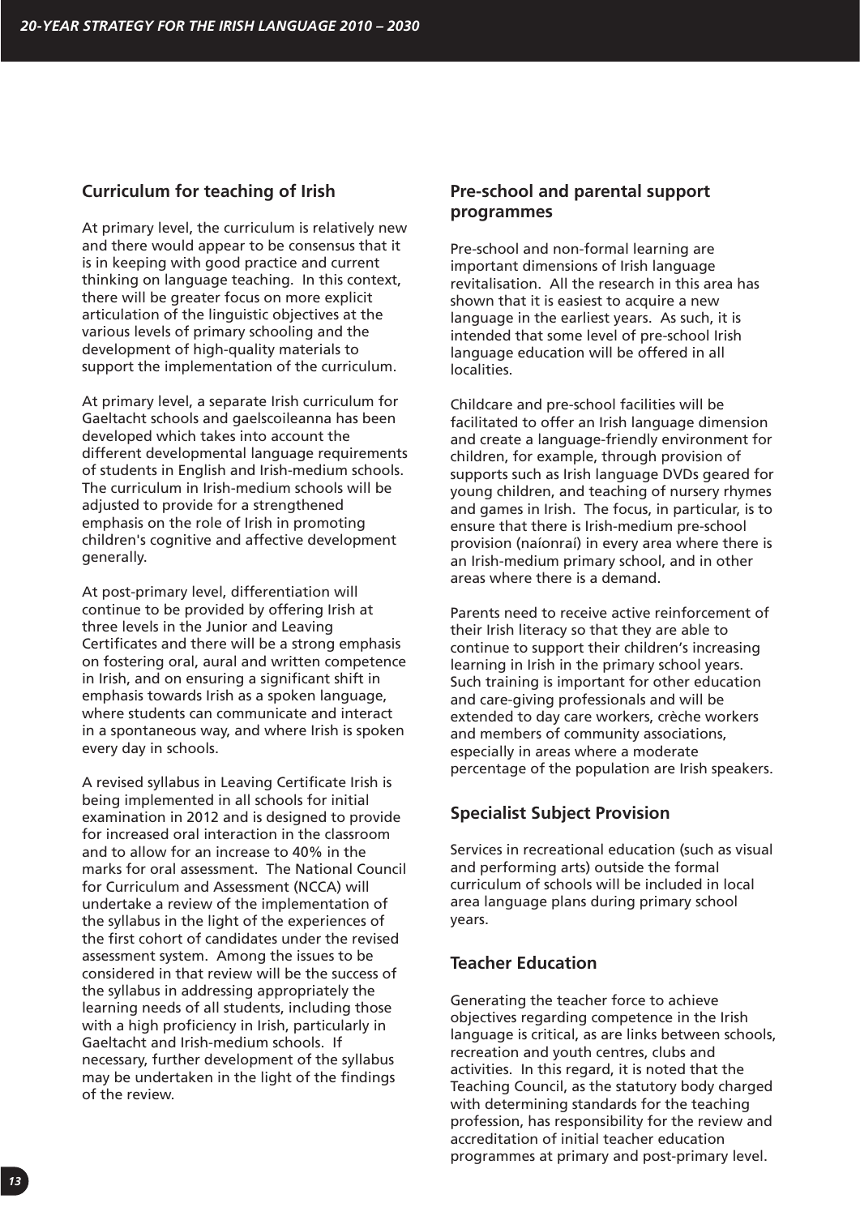## Curriculum for teaching of Irish

At primary level, the curriculum is relatively new and there would appear to be consensus that it is in keeping with good practice and current thinking on language teaching. In this context, there will be greater focus on more explicit articulation of the linguistic objectives at the various levels of primary schooling and the development of high-quality materials to support the implementation of the curriculum.

At primary level, a separate Irish curriculum for Gaeltacht schools and gaelscoileanna has been developed which takes into account the different developmental language requirements of students in English and Irish-medium schools. The curriculum in Irish-medium schools will be adjusted to provide for a strengthened emphasis on the role of Irish in promoting children's cognitive and affective development generally.

At post-primary level, differentiation will continue to be provided by offering Irish at three levels in the Junior and Leaving Certificates and there will be a strong emphasis on fostering oral, aural and written competence in Irish, and on ensuring a significant shift in emphasis towards Irish as a spoken language, where students can communicate and interact in a spontaneous way, and where Irish is spoken every day in schools.

A revised syllabus in Leaving Certificate Irish is being implemented in all schools for initial examination in 2012 and is designed to provide for increased oral interaction in the classroom and to allow for an increase to 40% in the marks for oral assessment. The National Council for Curriculum and Assessment (NCCA) will undertake a review of the implementation of the syllabus in the light of the experiences of the first cohort of candidates under the revised assessment system. Among the issues to be considered in that review will be the success of the syllabus in addressing appropriately the learning needs of all students, including those with a high proficiency in Irish, particularly in Gaeltacht and Irish-medium schools. If necessary, further development of the syllabus may be undertaken in the light of the findings of the review.

## Pre-school and parental support programmes

Pre-school and non-formal learning are important dimensions of Irish language revitalisation. All the research in this area has shown that it is easiest to acquire a new language in the earliest years. As such, it is intended that some level of pre-school Irish language education will be offered in all localities.

Childcare and pre-school facilities will be facilitated to offer an Irish language dimension and create a language-friendly environment for children, for example, through provision of supports such as Irish language DVDs geared for young children, and teaching of nursery rhymes and games in Irish. The focus, in particular, is to ensure that there is Irish-medium pre-school provision (naíonraí) in every area where there is an Irish-medium primary school, and in other areas where there is a demand.

Parents need to receive active reinforcement of their Irish literacy so that they are able to continue to support their children's increasing learning in Irish in the primary school years. Such training is important for other education and care-giving professionals and will be extended to day care workers, crèche workers and members of community associations, especially in areas where a moderate percentage of the population are Irish speakers.

## Specialist Subject Provision

Services in recreational education (such as visual and performing arts) outside the formal curriculum of schools will be included in local area language plans during primary school years.

## Teacher Education

Generating the teacher force to achieve objectives regarding competence in the Irish language is critical, as are links between schools, recreation and youth centres, clubs and activities. In this regard, it is noted that the Teaching Council, as the statutory body charged with determining standards for the teaching profession, has responsibility for the review and accreditation of initial teacher education programmes at primary and post-primary level.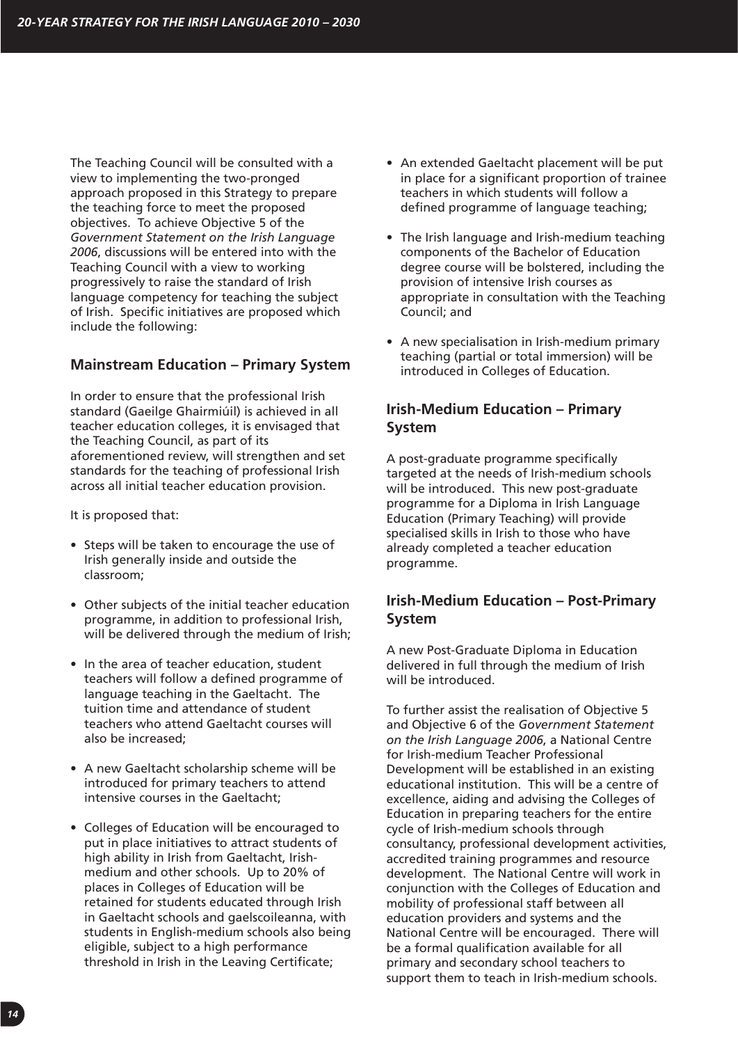The Teaching Council will be consulted with a view to implementing the two-pronged approach proposed in this Strategy to prepare the teaching force to meet the proposed objectives. To achieve Objective 5 of the *Government Statement on the Irish Language 2006*, discussions will be entered into with the Teaching Council with a view to working progressively to raise the standard of Irish language competency for teaching the subject of Irish. Specific initiatives are proposed which include the following:

## Mainstream Education – Primary System

In order to ensure that the professional Irish standard (Gaeilge Ghairmiúil) is achieved in all teacher education colleges, it is envisaged that the Teaching Council, as part of its aforementioned review, will strengthen and set standards for the teaching of professional Irish across all initial teacher education provision.

It is proposed that:

- Steps will be taken to encourage the use of Irish generally inside and outside the classroom;
- Other subjects of the initial teacher education programme, in addition to professional Irish, will be delivered through the medium of Irish;
- In the area of teacher education, student teachers will follow a defined programme of language teaching in the Gaeltacht. The tuition time and attendance of student teachers who attend Gaeltacht courses will also be increased;
- A new Gaeltacht scholarship scheme will be introduced for primary teachers to attend intensive courses in the Gaeltacht;
- Colleges of Education will be encouraged to put in place initiatives to attract students of high ability in Irish from Gaeltacht, Irish-medium and other schools. Up to 20% of places in Colleges of Education will be retained for students educated through Irish in Gaeltacht schools and gaelscoileanna, with students in English-medium schools also being eligible, subject to a high performance threshold in Irish in the Leaving Certificate;
- An extended Gaeltacht placement will be put in place for a significant proportion of trainee teachers in which students will follow a defined programme of language teaching;
- The Irish language and Irish-medium teaching components of the Bachelor of Education degree course will be bolstered, including the provision of intensive Irish courses as appropriate in consultation with the Teaching Council; and
- A new specialisation in Irish-medium primary teaching (partial or total immersion) will be introduced in Colleges of Education.

## Irish-Medium Education – Primary System

A post-graduate programme specifically targeted at the needs of Irish-medium schools will be introduced. This new post-graduate programme for a Diploma in Irish Language Education (Primary Teaching) will provide specialised skills in Irish to those who have already completed a teacher education programme.

## Irish-Medium Education – Post-Primary System

A new Post-Graduate Diploma in Education delivered in full through the medium of Irish will be introduced.

To further assist the realisation of Objective 5 and Objective 6 of the *Government Statement on the Irish Language 2006*, a National Centre for Irish-medium Teacher Professional Development will be established in an existing educational institution. This will be a centre of excellence, aiding and advising the Colleges of Education in preparing teachers for the entire cycle of Irish-medium schools through consultancy, professional development activities, accredited training programmes and resource development. The National Centre will work in conjunction with the Colleges of Education and mobility of professional staff between all education providers and systems and the National Centre will be encouraged. There will be a formal qualification available for all primary and secondary school teachers to support them to teach in Irish-medium schools.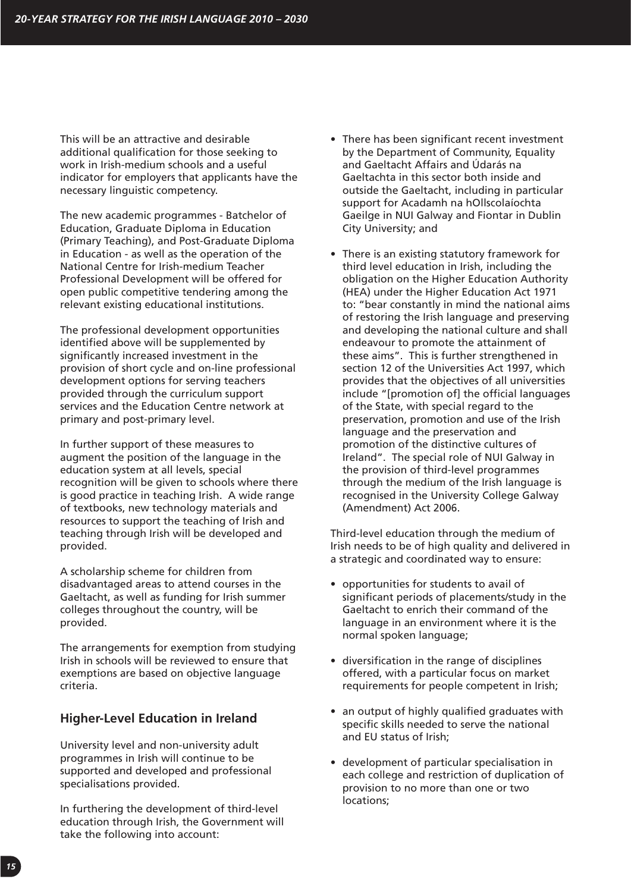This will be an attractive and desirable additional qualification for those seeking to work in Irish-medium schools and a useful indicator for employers that applicants have the necessary linguistic competency.

The new academic programmes - Batchelor of Education, Graduate Diploma in Education (Primary Teaching), and Post-Graduate Diploma in Education - as well as the operation of the National Centre for Irish-medium Teacher Professional Development will be offered for open public competitive tendering among the relevant existing educational institutions.

The professional development opportunities identified above will be supplemented by significantly increased investment in the provision of short cycle and on-line professional development options for serving teachers provided through the curriculum support services and the Education Centre network at primary and post-primary level.

In further support of these measures to augment the position of the language in the education system at all levels, special recognition will be given to schools where there is good practice in teaching Irish. A wide range of textbooks, new technology materials and resources to support the teaching of Irish and teaching through Irish will be developed and provided.

A scholarship scheme for children from disadvantaged areas to attend courses in the Gaeltacht, as well as funding for Irish summer colleges throughout the country, will be provided.

The arrangements for exemption from studying Irish in schools will be reviewed to ensure that exemptions are based on objective language criteria.

## Higher-Level Education in Ireland

University level and non-university adult programmes in Irish will continue to be supported and developed and professional specialisations provided.

In furthering the development of third-level education through Irish, the Government will take the following into account:

- There has been significant recent investment by the Department of Community, Equality and Gaeltacht Affairs and Údarás na Gaeltachta in this sector both inside and outside the Gaeltacht, including in particular support for Acadamh na hOllscolaíochta Gaeilge in NUI Galway and Fiontar in Dublin City University; and
- There is an existing statutory framework for third level education in Irish, including the obligation on the Higher Education Authority (HEA) under the Higher Education Act 1971 to: "bear constantly in mind the national aims of restoring the Irish language and preserving and developing the national culture and shall endeavour to promote the attainment of these aims". This is further strengthened in section 12 of the Universities Act 1997, which provides that the objectives of all universities include "[promotion of] the official languages of the State, with special regard to the preservation, promotion and use of the Irish language and the preservation and promotion of the distinctive cultures of Ireland". The special role of NUI Galway in the provision of third-level programmes through the medium of the Irish language is recognised in the University College Galway (Amendment) Act 2006.

Third-level education through the medium of Irish needs to be of high quality and delivered in a strategic and coordinated way to ensure:

- opportunities for students to avail of significant periods of placements/study in the Gaeltacht to enrich their command of the language in an environment where it is the normal spoken language;
- diversification in the range of disciplines offered, with a particular focus on market requirements for people competent in Irish;
- an output of highly qualified graduates with specific skills needed to serve the national and EU status of Irish;
- development of particular specialisation in each college and restriction of duplication of provision to no more than one or two locations;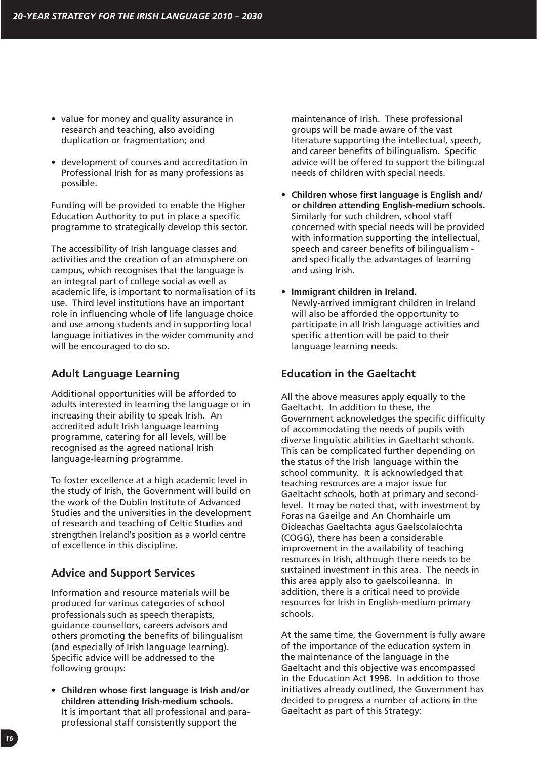- value for money and quality assurance in research and teaching, also avoiding duplication or fragmentation; and

- development of courses and accreditation in Professional Irish for as many professions as possible.

Funding will be provided to enable the Higher Education Authority to put in place a specific programme to strategically develop this sector.

The accessibility of Irish language classes and activities and the creation of an atmosphere on campus, which recognises that the language is an integral part of college social as well as academic life, is important to normalisation of its use. Third level institutions have an important role in influencing whole of life language choice and use among students and in supporting local language initiatives in the wider community and will be encouraged to do so.

### Adult Language Learning

Additional opportunities will be afforded to adults interested in learning the language or in increasing their ability to speak Irish. An accredited adult Irish language learning programme, catering for all levels, will be recognised as the agreed national Irish language-learning programme.

To foster excellence at a high academic level in the study of Irish, the Government will build on the work of the Dublin Institute of Advanced Studies and the universities in the development of research and teaching of Celtic Studies and strengthen Ireland's position as a world centre of excellence in this discipline.

### Advice and Support Services

Information and resource materials will be produced for various categories of school professionals such as speech therapists, guidance counsellors, careers advisors and others promoting the benefits of bilingualism (and especially of Irish language learning). Specific advice will be addressed to the following groups:

- **Children whose first language is Irish and/or children attending Irish-medium schools.** It is important that all professional and para-professional staff consistently support the maintenance of Irish. These professional groups will be made aware of the vast literature supporting the intellectual, speech, and career benefits of bilingualism. Specific advice will be offered to support the bilingual needs of children with special needs.

- **Children whose first language is English and/or children attending English-medium schools.** Similarly for such children, school staff concerned with special needs will be provided with information supporting the intellectual, speech and career benefits of bilingualism - and specifically the advantages of learning and using Irish.

- **Immigrant children in Ireland.** Newly-arrived immigrant children in Ireland will also be afforded the opportunity to participate in all Irish language activities and specific attention will be paid to their language learning needs.

### Education in the Gaeltacht

All the above measures apply equally to the Gaeltacht. In addition to these, the Government acknowledges the specific difficulty of accommodating the needs of pupils with diverse linguistic abilities in Gaeltacht schools. This can be complicated further depending on the status of the Irish language within the school community. It is acknowledged that teaching resources are a major issue for Gaeltacht schools, both at primary and second-level. It may be noted that, with investment by Foras na Gaeilge and An Chomhairle um Oideachas Gaeltachta agus Gaelscolaíochta (COGG), there has been a considerable improvement in the availability of teaching resources in Irish, although there needs to be sustained investment in this area. The needs in this area apply also to gaelscoileanna. In addition, there is a critical need to provide resources for Irish in English-medium primary schools.

At the same time, the Government is fully aware of the importance of the education system in the maintenance of the language in the Gaeltacht and this objective was encompassed in the Education Act 1998. In addition to those initiatives already outlined, the Government has decided to progress a number of actions in the Gaeltacht as part of this Strategy: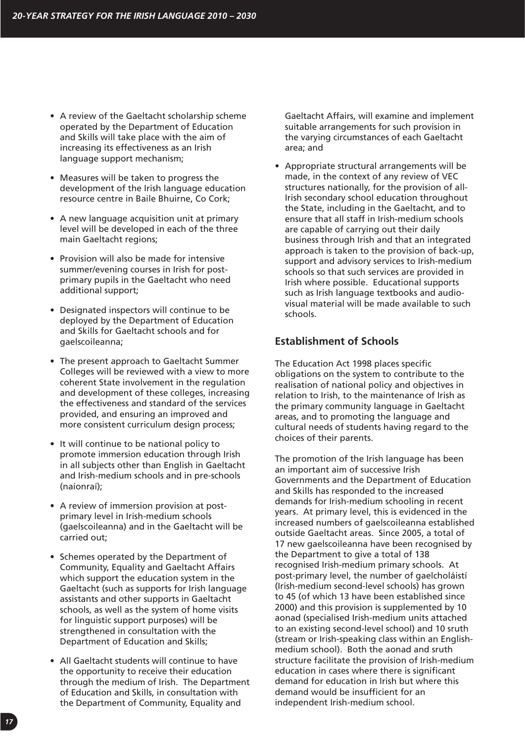- A review of the Gaeltacht scholarship scheme operated by the Department of Education and Skills will take place with the aim of increasing its effectiveness as an Irish language support mechanism;
- Measures will be taken to progress the development of the Irish language education resource centre in Baile Bhuirne, Co Cork;
- A new language acquisition unit at primary level will be developed in each of the three main Gaeltacht regions;
- Provision will also be made for intensive summer/evening courses in Irish for post-primary pupils in the Gaeltacht who need additional support;
- Designated inspectors will continue to be deployed by the Department of Education and Skills for Gaeltacht schools and for gaelscoileanna;
- The present approach to Gaeltacht Summer Colleges will be reviewed with a view to more coherent State involvement in the regulation and development of these colleges, increasing the effectiveness and standard of the services provided, and ensuring an improved and more consistent curriculum design process;
- It will continue to be national policy to promote immersion education through Irish in all subjects other than English in Gaeltacht and Irish-medium schools and in pre-schools (naíonraí);
- A review of immersion provision at post-primary level in Irish-medium schools (gaelscoileanna) and in the Gaeltacht will be carried out;
- Schemes operated by the Department of Community, Equality and Gaeltacht Affairs which support the education system in the Gaeltacht (such as supports for Irish language assistants and other supports in Gaeltacht schools, as well as the system of home visits for linguistic support purposes) will be strengthened in consultation with the Department of Education and Skills;
- All Gaeltacht students will continue to have the opportunity to receive their education through the medium of Irish. The Department of Education and Skills, in consultation with the Department of Community, Equality and Gaeltacht Affairs, will examine and implement suitable arrangements for such provision in the varying circumstances of each Gaeltacht area; and
- Appropriate structural arrangements will be made, in the context of any review of VEC structures nationally, for the provision of all-Irish secondary school education throughout the State, including in the Gaeltacht, and to ensure that all staff in Irish-medium schools are capable of carrying out their daily business through Irish and that an integrated approach is taken to the provision of back-up, support and advisory services to Irish-medium schools so that such services are provided in Irish where possible. Educational supports such as Irish language textbooks and audio-visual material will be made available to such schools.

## Establishment of Schools

The Education Act 1998 places specific obligations on the system to contribute to the realisation of national policy and objectives in relation to Irish, to the maintenance of Irish as the primary community language in Gaeltacht areas, and to promoting the language and cultural needs of students having regard to the choices of their parents.

The promotion of the Irish language has been an important aim of successive Irish Governments and the Department of Education and Skills has responded to the increased demands for Irish-medium schooling in recent years. At primary level, this is evidenced in the increased numbers of gaelscoileanna established outside Gaeltacht areas. Since 2005, a total of 17 new gaelscoileanna have been recognised by the Department to give a total of 138 recognised Irish-medium primary schools. At post-primary level, the number of gaelcholáistí (Irish-medium second-level schools) has grown to 45 (of which 13 have been established since 2000) and this provision is supplemented by 10 aonad (specialised Irish-medium units attached to an existing second-level school) and 10 sruth (stream or Irish-speaking class within an English-medium school). Both the aonad and sruth structure facilitate the provision of Irish-medium education in cases where there is significant demand for education in Irish but where this demand would be insufficient for an independent Irish-medium school.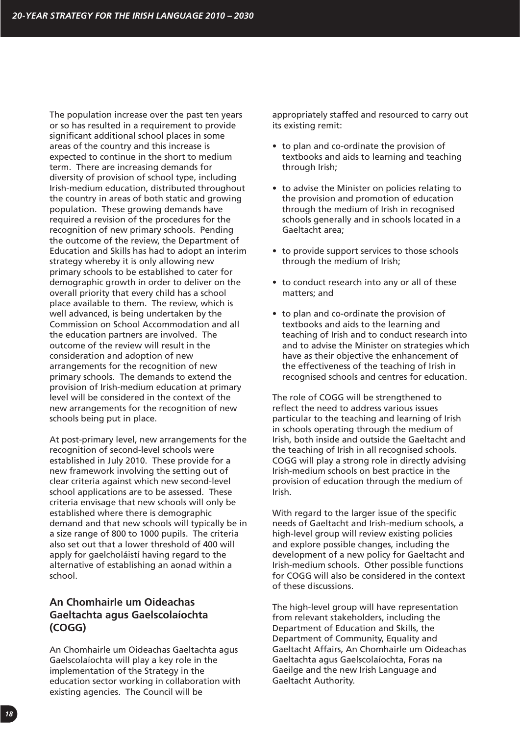The population increase over the past ten years or so has resulted in a requirement to provide significant additional school places in some areas of the country and this increase is expected to continue in the short to medium term. There are increasing demands for diversity of provision of school type, including Irish-medium education, distributed throughout the country in areas of both static and growing population. These growing demands have required a revision of the procedures for the recognition of new primary schools. Pending the outcome of the review, the Department of Education and Skills has had to adopt an interim strategy whereby it is only allowing new primary schools to be established to cater for demographic growth in order to deliver on the overall priority that every child has a school place available to them. The review, which is well advanced, is being undertaken by the Commission on School Accommodation and all the education partners are involved. The outcome of the review will result in the consideration and adoption of new arrangements for the recognition of new primary schools. The demands to extend the provision of Irish-medium education at primary level will be considered in the context of the new arrangements for the recognition of new schools being put in place.

At post-primary level, new arrangements for the recognition of second-level schools were established in July 2010. These provide for a new framework involving the setting out of clear criteria against which new second-level school applications are to be assessed. These criteria envisage that new schools will only be established where there is demographic demand and that new schools will typically be in a size range of 800 to 1000 pupils. The criteria also set out that a lower threshold of 400 will apply for gaelcholáistí having regard to the alternative of establishing an aonad within a school.

### An Chomhairle um Oideachas Gaeltachta agus Gaelscolaíochta (COGG)

An Chomhairle um Oideachas Gaeltachta agus Gaelscolaíochta will play a key role in the implementation of the Strategy in the education sector working in collaboration with existing agencies. The Council will be appropriately staffed and resourced to carry out its existing remit:

- to plan and co-ordinate the provision of textbooks and aids to learning and teaching through Irish;
- to advise the Minister on policies relating to the provision and promotion of education through the medium of Irish in recognised schools generally and in schools located in a Gaeltacht area;
- to provide support services to those schools through the medium of Irish;
- to conduct research into any or all of these matters; and
- to plan and co-ordinate the provision of textbooks and aids to the learning and teaching of Irish and to conduct research into and to advise the Minister on strategies which have as their objective the enhancement of the effectiveness of the teaching of Irish in recognised schools and centres for education.

The role of COGG will be strengthened to reflect the need to address various issues particular to the teaching and learning of Irish in schools operating through the medium of Irish, both inside and outside the Gaeltacht and the teaching of Irish in all recognised schools. COGG will play a strong role in directly advising Irish-medium schools on best practice in the provision of education through the medium of Irish.

With regard to the larger issue of the specific needs of Gaeltacht and Irish-medium schools, a high-level group will review existing policies and explore possible changes, including the development of a new policy for Gaeltacht and Irish-medium schools. Other possible functions for COGG will also be considered in the context of these discussions.

The high-level group will have representation from relevant stakeholders, including the Department of Education and Skills, the Department of Community, Equality and Gaeltacht Affairs, An Chomhairle um Oideachas Gaeltachta agus Gaelscolaíochta, Foras na Gaeilge and the new Irish Language and Gaeltacht Authority.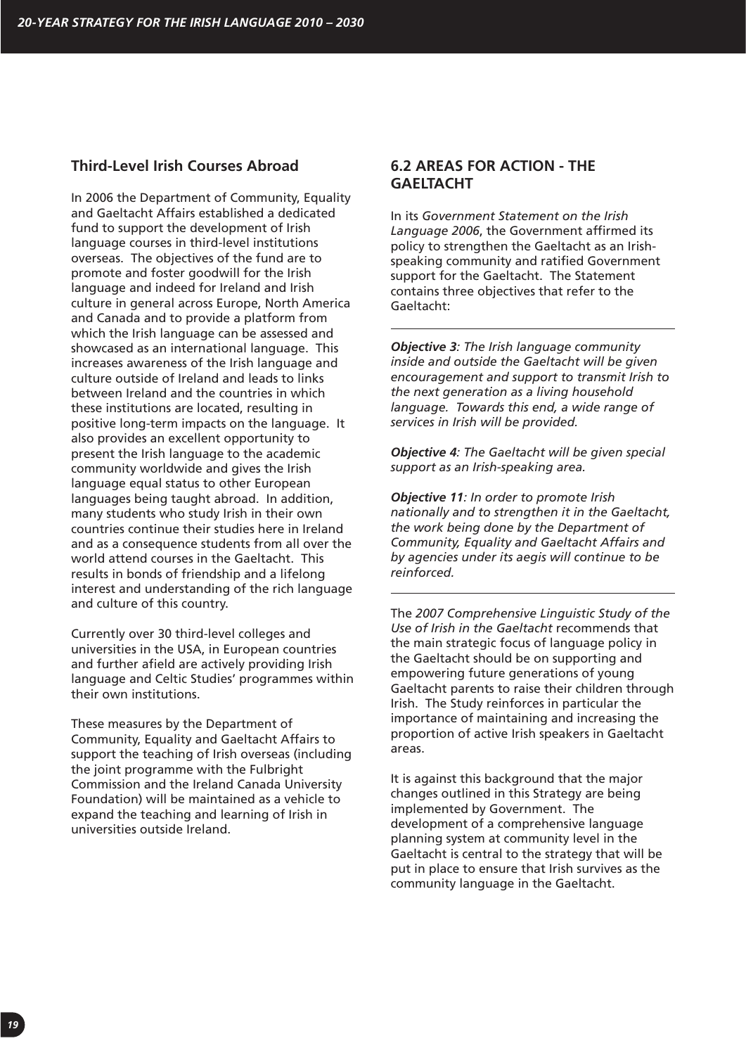## Third-Level Irish Courses Abroad

In 2006 the Department of Community, Equality and Gaeltacht Affairs established a dedicated fund to support the development of Irish language courses in third-level institutions overseas. The objectives of the fund are to promote and foster goodwill for the Irish language and indeed for Ireland and Irish culture in general across Europe, North America and Canada and to provide a platform from which the Irish language can be assessed and showcased as an international language. This increases awareness of the Irish language and culture outside of Ireland and leads to links between Ireland and the countries in which these institutions are located, resulting in positive long-term impacts on the language. It also provides an excellent opportunity to present the Irish language to the academic community worldwide and gives the Irish language equal status to other European languages being taught abroad. In addition, many students who study Irish in their own countries continue their studies here in Ireland and as a consequence students from all over the world attend courses in the Gaeltacht. This results in bonds of friendship and a lifelong interest and understanding of the rich language and culture of this country.

Currently over 30 third-level colleges and universities in the USA, in European countries and further afield are actively providing Irish language and Celtic Studies' programmes within their own institutions.

These measures by the Department of Community, Equality and Gaeltacht Affairs to support the teaching of Irish overseas (including the joint programme with the Fulbright Commission and the Ireland Canada University Foundation) will be maintained as a vehicle to expand the teaching and learning of Irish in universities outside Ireland.

## 6.2 AREAS FOR ACTION - THE GAELTACHT

In its *Government Statement on the Irish Language 2006*, the Government affirmed its policy to strengthen the Gaeltacht as an Irish-speaking community and ratified Government support for the Gaeltacht. The Statement contains three objectives that refer to the Gaeltacht:

***Objective 3**: The Irish language community inside and outside the Gaeltacht will be given encouragement and support to transmit Irish to the next generation as a living household language. Towards this end, a wide range of services in Irish will be provided.*

***Objective 4**: The Gaeltacht will be given special support as an Irish-speaking area.*

***Objective 11**: In order to promote Irish nationally and to strengthen it in the Gaeltacht, the work being done by the Department of Community, Equality and Gaeltacht Affairs and by agencies under its aegis will continue to be reinforced.*

The *2007 Comprehensive Linguistic Study of the Use of Irish in the Gaeltacht* recommends that the main strategic focus of language policy in the Gaeltacht should be on supporting and empowering future generations of young Gaeltacht parents to raise their children through Irish. The Study reinforces in particular the importance of maintaining and increasing the proportion of active Irish speakers in Gaeltacht areas.

It is against this background that the major changes outlined in this Strategy are being implemented by Government. The development of a comprehensive language planning system at community level in the Gaeltacht is central to the strategy that will be put in place to ensure that Irish survives as the community language in the Gaeltacht.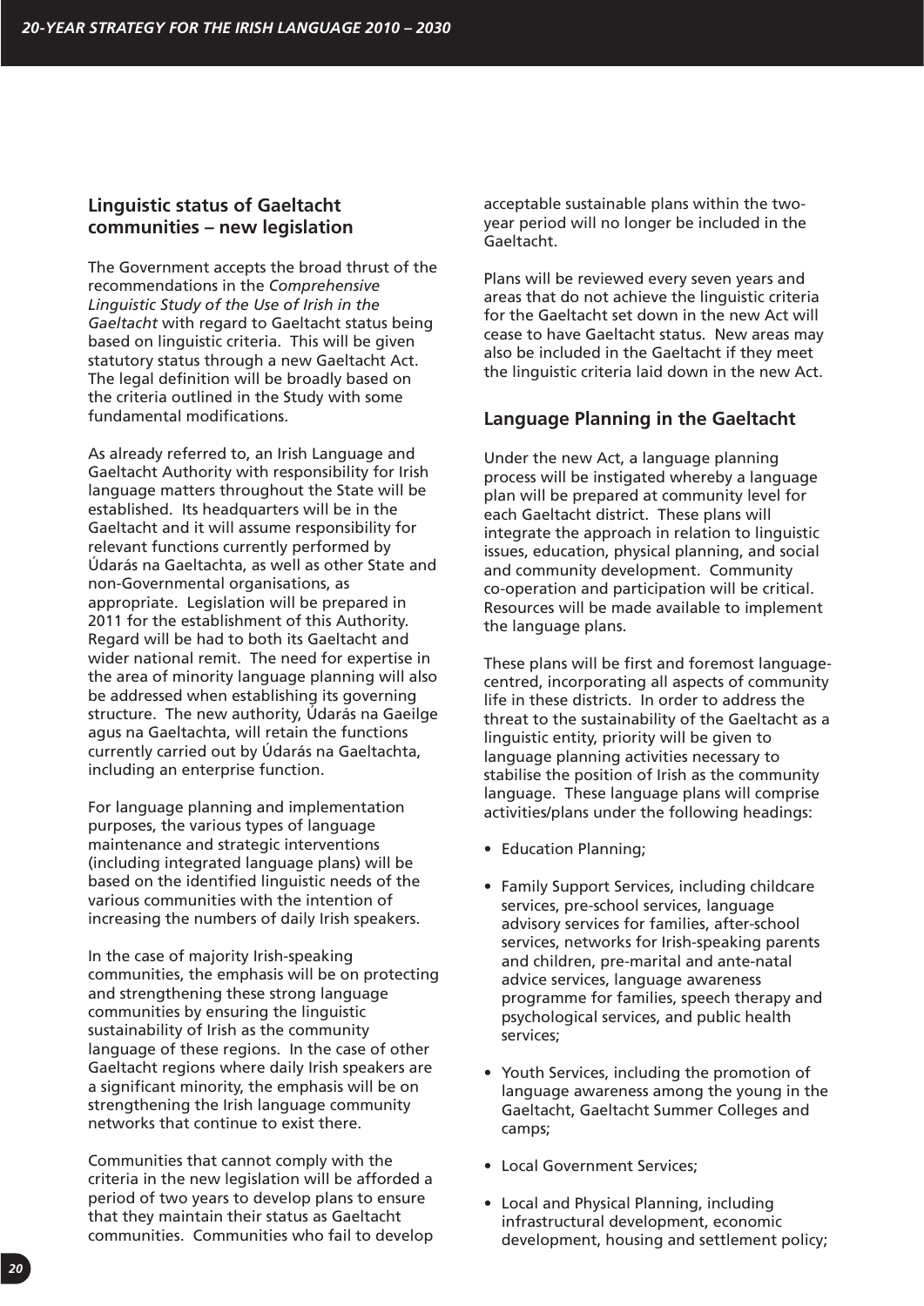## Linguistic status of Gaeltacht communities – new legislation

The Government accepts the broad thrust of the recommendations in the *Comprehensive Linguistic Study of the Use of Irish in the Gaeltacht* with regard to Gaeltacht status being based on linguistic criteria. This will be given statutory status through a new Gaeltacht Act. The legal definition will be broadly based on the criteria outlined in the Study with some fundamental modifications.

As already referred to, an Irish Language and Gaeltacht Authority with responsibility for Irish language matters throughout the State will be established. Its headquarters will be in the Gaeltacht and it will assume responsibility for relevant functions currently performed by Údarás na Gaeltachta, as well as other State and non-Governmental organisations, as appropriate. Legislation will be prepared in 2011 for the establishment of this Authority. Regard will be had to both its Gaeltacht and wider national remit. The need for expertise in the area of minority language planning will also be addressed when establishing its governing structure. The new authority, Údarás na Gaeilge agus na Gaeltachta, will retain the functions currently carried out by Údarás na Gaeltachta, including an enterprise function.

For language planning and implementation purposes, the various types of language maintenance and strategic interventions (including integrated language plans) will be based on the identified linguistic needs of the various communities with the intention of increasing the numbers of daily Irish speakers.

In the case of majority Irish-speaking communities, the emphasis will be on protecting and strengthening these strong language communities by ensuring the linguistic sustainability of Irish as the community language of these regions. In the case of other Gaeltacht regions where daily Irish speakers are a significant minority, the emphasis will be on strengthening the Irish language community networks that continue to exist there.

Communities that cannot comply with the criteria in the new legislation will be afforded a period of two years to develop plans to ensure that they maintain their status as Gaeltacht communities. Communities who fail to develop acceptable sustainable plans within the two-year period will no longer be included in the Gaeltacht.

Plans will be reviewed every seven years and areas that do not achieve the linguistic criteria for the Gaeltacht set down in the new Act will cease to have Gaeltacht status. New areas may also be included in the Gaeltacht if they meet the linguistic criteria laid down in the new Act.

## Language Planning in the Gaeltacht

Under the new Act, a language planning process will be instigated whereby a language plan will be prepared at community level for each Gaeltacht district. These plans will integrate the approach in relation to linguistic issues, education, physical planning, and social and community development. Community co-operation and participation will be critical. Resources will be made available to implement the language plans.

These plans will be first and foremost language-centred, incorporating all aspects of community life in these districts. In order to address the threat to the sustainability of the Gaeltacht as a linguistic entity, priority will be given to language planning activities necessary to stabilise the position of Irish as the community language. These language plans will comprise activities/plans under the following headings:

- Education Planning;
- Family Support Services, including childcare services, pre-school services, language advisory services for families, after-school services, networks for Irish-speaking parents and children, pre-marital and ante-natal advice services, language awareness programme for families, speech therapy and psychological services, and public health services;
- Youth Services, including the promotion of language awareness among the young in the Gaeltacht, Gaeltacht Summer Colleges and camps;
- Local Government Services;
- Local and Physical Planning, including infrastructural development, economic development, housing and settlement policy;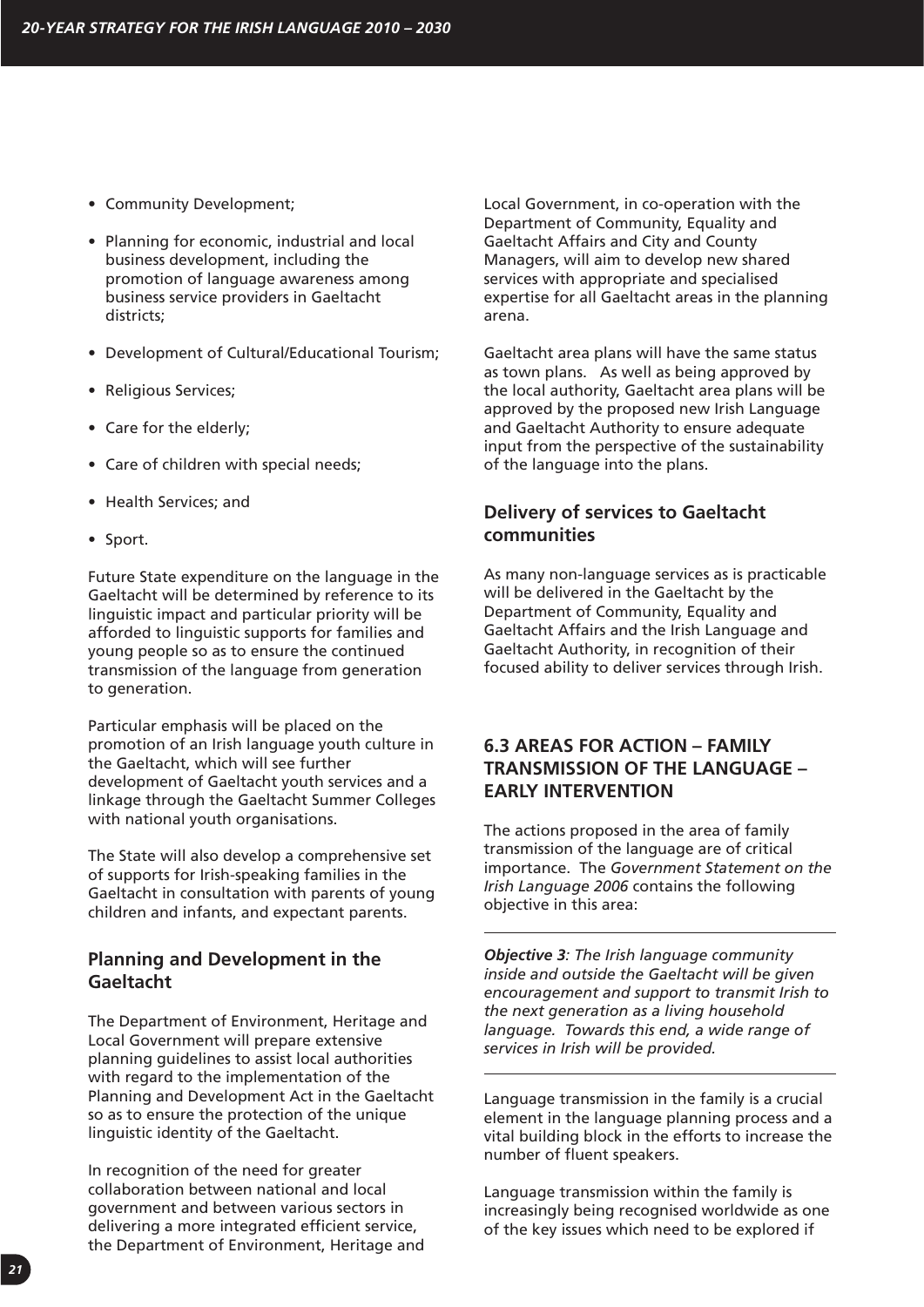- Community Development;
- Planning for economic, industrial and local business development, including the promotion of language awareness among business service providers in Gaeltacht districts;
- Development of Cultural/Educational Tourism;
- Religious Services;
- Care for the elderly;
- Care of children with special needs;
- Health Services; and
- Sport.

Future State expenditure on the language in the Gaeltacht will be determined by reference to its linguistic impact and particular priority will be afforded to linguistic supports for families and young people so as to ensure the continued transmission of the language from generation to generation.

Particular emphasis will be placed on the promotion of an Irish language youth culture in the Gaeltacht, which will see further development of Gaeltacht youth services and a linkage through the Gaeltacht Summer Colleges with national youth organisations.

The State will also develop a comprehensive set of supports for Irish-speaking families in the Gaeltacht in consultation with parents of young children and infants, and expectant parents.

### Planning and Development in the Gaeltacht

The Department of Environment, Heritage and Local Government will prepare extensive planning guidelines to assist local authorities with regard to the implementation of the Planning and Development Act in the Gaeltacht so as to ensure the protection of the unique linguistic identity of the Gaeltacht.

In recognition of the need for greater collaboration between national and local government and between various sectors in delivering a more integrated efficient service, the Department of Environment, Heritage and Local Government, in co-operation with the Department of Community, Equality and Gaeltacht Affairs and City and County Managers, will aim to develop new shared services with appropriate and specialised expertise for all Gaeltacht areas in the planning arena.

Gaeltacht area plans will have the same status as town plans. As well as being approved by the local authority, Gaeltacht area plans will be approved by the proposed new Irish Language and Gaeltacht Authority to ensure adequate input from the perspective of the sustainability of the language into the plans.

### Delivery of services to Gaeltacht communities

As many non-language services as is practicable will be delivered in the Gaeltacht by the Department of Community, Equality and Gaeltacht Affairs and the Irish Language and Gaeltacht Authority, in recognition of their focused ability to deliver services through Irish.

## 6.3 AREAS FOR ACTION – FAMILY TRANSMISSION OF THE LANGUAGE – EARLY INTERVENTION

The actions proposed in the area of family transmission of the language are of critical importance. The *Government Statement on the Irish Language 2006* contains the following objective in this area:

***Objective 3****: The Irish language community inside and outside the Gaeltacht will be given encouragement and support to transmit Irish to the next generation as a living household language. Towards this end, a wide range of services in Irish will be provided.*

Language transmission in the family is a crucial element in the language planning process and a vital building block in the efforts to increase the number of fluent speakers.

Language transmission within the family is increasingly being recognised worldwide as one of the key issues which need to be explored if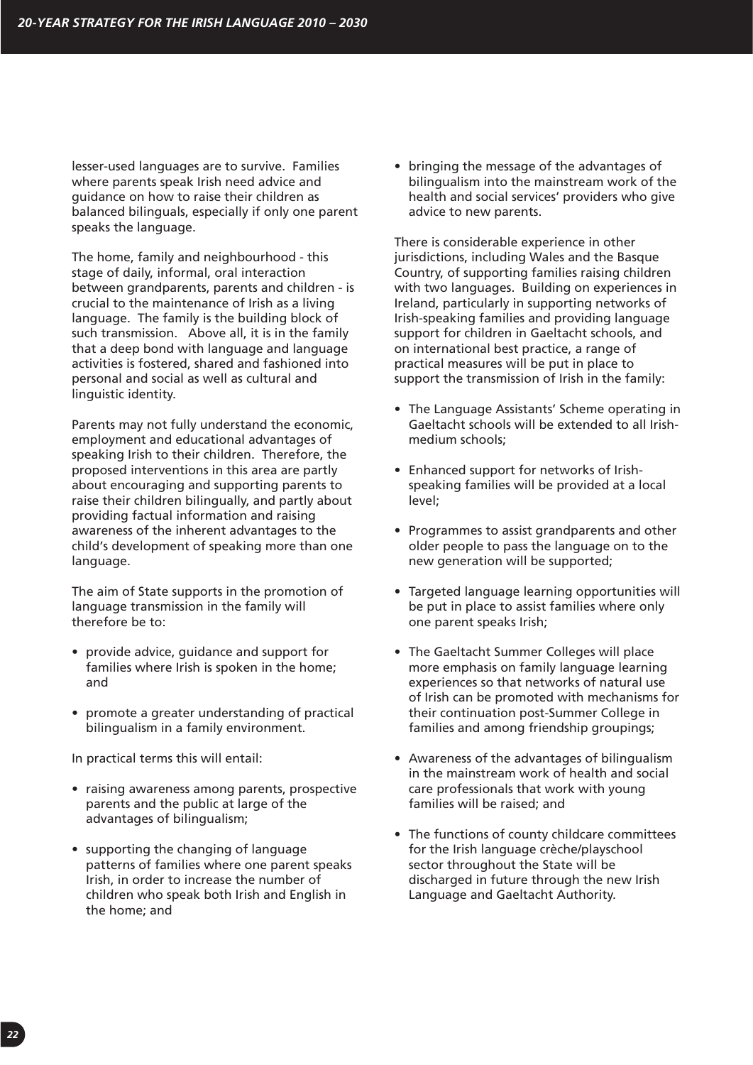lesser-used languages are to survive. Families where parents speak Irish need advice and guidance on how to raise their children as balanced bilinguals, especially if only one parent speaks the language.

The home, family and neighbourhood - this stage of daily, informal, oral interaction between grandparents, parents and children - is crucial to the maintenance of Irish as a living language. The family is the building block of such transmission. Above all, it is in the family that a deep bond with language and language activities is fostered, shared and fashioned into personal and social as well as cultural and linguistic identity.

Parents may not fully understand the economic, employment and educational advantages of speaking Irish to their children. Therefore, the proposed interventions in this area are partly about encouraging and supporting parents to raise their children bilingually, and partly about providing factual information and raising awareness of the inherent advantages to the child's development of speaking more than one language.

The aim of State supports in the promotion of language transmission in the family will therefore be to:

- provide advice, guidance and support for families where Irish is spoken in the home; and
- promote a greater understanding of practical bilingualism in a family environment.

In practical terms this will entail:

- raising awareness among parents, prospective parents and the public at large of the advantages of bilingualism;
- supporting the changing of language patterns of families where one parent speaks Irish, in order to increase the number of children who speak both Irish and English in the home; and
- bringing the message of the advantages of bilingualism into the mainstream work of the health and social services' providers who give advice to new parents.

There is considerable experience in other jurisdictions, including Wales and the Basque Country, of supporting families raising children with two languages. Building on experiences in Ireland, particularly in supporting networks of Irish-speaking families and providing language support for children in Gaeltacht schools, and on international best practice, a range of practical measures will be put in place to support the transmission of Irish in the family:

- The Language Assistants' Scheme operating in Gaeltacht schools will be extended to all Irish-medium schools;
- Enhanced support for networks of Irish-speaking families will be provided at a local level;
- Programmes to assist grandparents and other older people to pass the language on to the new generation will be supported;
- Targeted language learning opportunities will be put in place to assist families where only one parent speaks Irish;
- The Gaeltacht Summer Colleges will place more emphasis on family language learning experiences so that networks of natural use of Irish can be promoted with mechanisms for their continuation post-Summer College in families and among friendship groupings;
- Awareness of the advantages of bilingualism in the mainstream work of health and social care professionals that work with young families will be raised; and
- The functions of county childcare committees for the Irish language crèche/playschool sector throughout the State will be discharged in future through the new Irish Language and Gaeltacht Authority.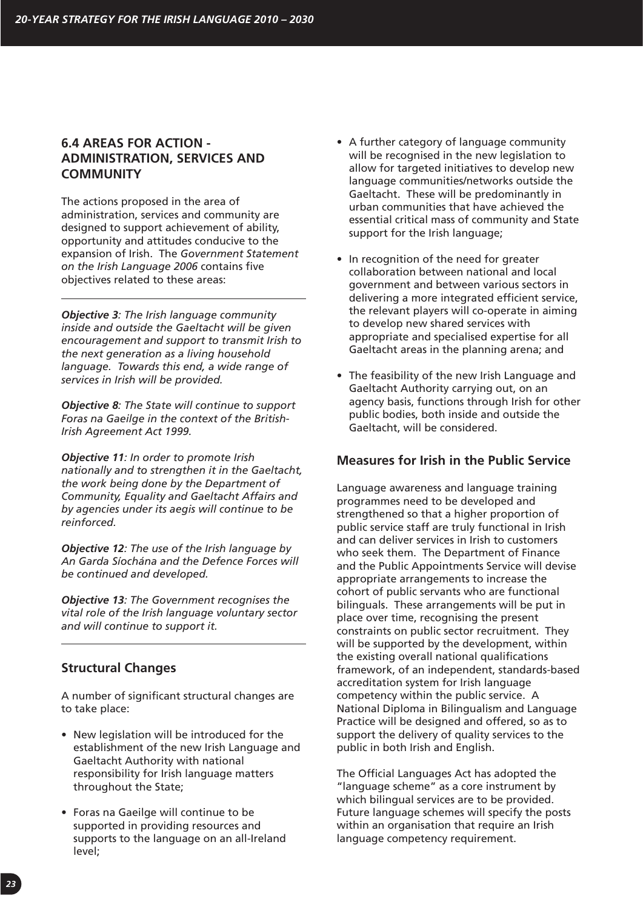## 6.4 AREAS FOR ACTION - ADMINISTRATION, SERVICES AND COMMUNITY

The actions proposed in the area of administration, services and community are designed to support achievement of ability, opportunity and attitudes conducive to the expansion of Irish. The *Government Statement on the Irish Language 2006* contains five objectives related to these areas:

---

***Objective 3****: The Irish language community inside and outside the Gaeltacht will be given encouragement and support to transmit Irish to the next generation as a living household language. Towards this end, a wide range of services in Irish will be provided.*

***Objective 8****: The State will continue to support Foras na Gaeilge in the context of the British-Irish Agreement Act 1999.*

***Objective 11****: In order to promote Irish nationally and to strengthen it in the Gaeltacht, the work being done by the Department of Community, Equality and Gaeltacht Affairs and by agencies under its aegis will continue to be reinforced.*

***Objective 12****: The use of the Irish language by An Garda Síochána and the Defence Forces will be continued and developed.*

***Objective 13****: The Government recognises the vital role of the Irish language voluntary sector and will continue to support it.*

---

### Structural Changes

A number of significant structural changes are to take place:

- New legislation will be introduced for the establishment of the new Irish Language and Gaeltacht Authority with national responsibility for Irish language matters throughout the State;
- Foras na Gaeilge will continue to be supported in providing resources and supports to the language on an all-Ireland level;
- A further category of language community will be recognised in the new legislation to allow for targeted initiatives to develop new language communities/networks outside the Gaeltacht. These will be predominantly in urban communities that have achieved the essential critical mass of community and State support for the Irish language;
- In recognition of the need for greater collaboration between national and local government and between various sectors in delivering a more integrated efficient service, the relevant players will co-operate in aiming to develop new shared services with appropriate and specialised expertise for all Gaeltacht areas in the planning arena; and
- The feasibility of the new Irish Language and Gaeltacht Authority carrying out, on an agency basis, functions through Irish for other public bodies, both inside and outside the Gaeltacht, will be considered.

### Measures for Irish in the Public Service

Language awareness and language training programmes need to be developed and strengthened so that a higher proportion of public service staff are truly functional in Irish and can deliver services in Irish to customers who seek them. The Department of Finance and the Public Appointments Service will devise appropriate arrangements to increase the cohort of public servants who are functional bilinguals. These arrangements will be put in place over time, recognising the present constraints on public sector recruitment. They will be supported by the development, within the existing overall national qualifications framework, of an independent, standards-based accreditation system for Irish language competency within the public service. A National Diploma in Bilingualism and Language Practice will be designed and offered, so as to support the delivery of quality services to the public in both Irish and English.

The Official Languages Act has adopted the "language scheme" as a core instrument by which bilingual services are to be provided. Future language schemes will specify the posts within an organisation that require an Irish language competency requirement.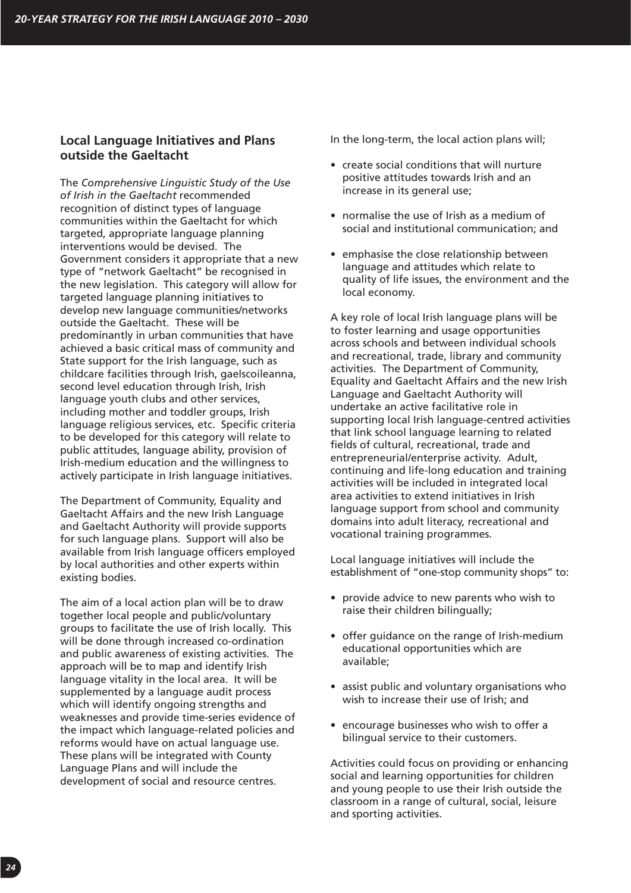## Local Language Initiatives and Plans outside the Gaeltacht

The *Comprehensive Linguistic Study of the Use of Irish in the Gaeltacht* recommended recognition of distinct types of language communities within the Gaeltacht for which targeted, appropriate language planning interventions would be devised. The Government considers it appropriate that a new type of "network Gaeltacht" be recognised in the new legislation. This category will allow for targeted language planning initiatives to develop new language communities/networks outside the Gaeltacht. These will be predominantly in urban communities that have achieved a basic critical mass of community and State support for the Irish language, such as childcare facilities through Irish, gaelscoileanna, second level education through Irish, Irish language youth clubs and other services, including mother and toddler groups, Irish language religious services, etc. Specific criteria to be developed for this category will relate to public attitudes, language ability, provision of Irish-medium education and the willingness to actively participate in Irish language initiatives.

The Department of Community, Equality and Gaeltacht Affairs and the new Irish Language and Gaeltacht Authority will provide supports for such language plans. Support will also be available from Irish language officers employed by local authorities and other experts within existing bodies.

The aim of a local action plan will be to draw together local people and public/voluntary groups to facilitate the use of Irish locally. This will be done through increased co-ordination and public awareness of existing activities. The approach will be to map and identify Irish language vitality in the local area. It will be supplemented by a language audit process which will identify ongoing strengths and weaknesses and provide time-series evidence of the impact which language-related policies and reforms would have on actual language use. These plans will be integrated with County Language Plans and will include the development of social and resource centres.

In the long-term, the local action plans will;

- create social conditions that will nurture positive attitudes towards Irish and an increase in its general use;
- normalise the use of Irish as a medium of social and institutional communication; and
- emphasise the close relationship between language and attitudes which relate to quality of life issues, the environment and the local economy.

A key role of local Irish language plans will be to foster learning and usage opportunities across schools and between individual schools and recreational, trade, library and community activities. The Department of Community, Equality and Gaeltacht Affairs and the new Irish Language and Gaeltacht Authority will undertake an active facilitative role in supporting local Irish language-centred activities that link school language learning to related fields of cultural, recreational, trade and entrepreneurial/enterprise activity. Adult, continuing and life-long education and training activities will be included in integrated local area activities to extend initiatives in Irish language support from school and community domains into adult literacy, recreational and vocational training programmes.

Local language initiatives will include the establishment of "one-stop community shops" to:

- provide advice to new parents who wish to raise their children bilingually;
- offer guidance on the range of Irish-medium educational opportunities which are available;
- assist public and voluntary organisations who wish to increase their use of Irish; and
- encourage businesses who wish to offer a bilingual service to their customers.

Activities could focus on providing or enhancing social and learning opportunities for children and young people to use their Irish outside the classroom in a range of cultural, social, leisure and sporting activities.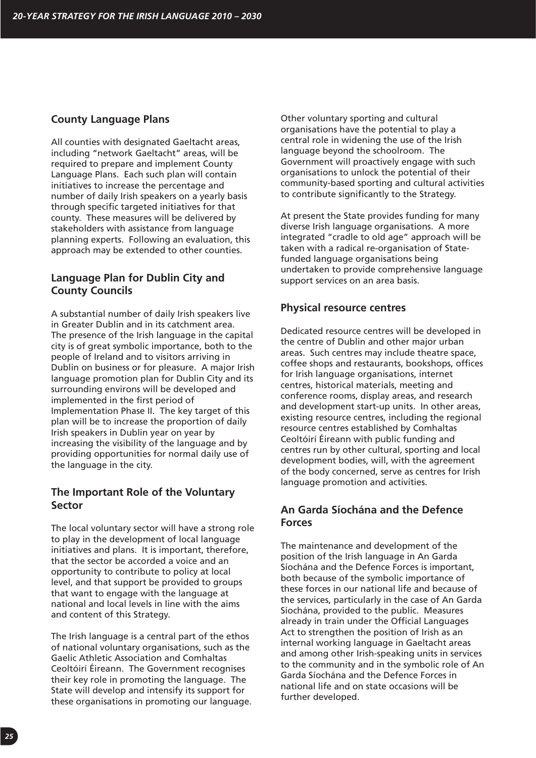## County Language Plans

All counties with designated Gaeltacht areas, including "network Gaeltacht" areas, will be required to prepare and implement County Language Plans. Each such plan will contain initiatives to increase the percentage and number of daily Irish speakers on a yearly basis through specific targeted initiatives for that county. These measures will be delivered by stakeholders with assistance from language planning experts. Following an evaluation, this approach may be extended to other counties.

## Language Plan for Dublin City and County Councils

A substantial number of daily Irish speakers live in Greater Dublin and in its catchment area. The presence of the Irish language in the capital city is of great symbolic importance, both to the people of Ireland and to visitors arriving in Dublin on business or for pleasure. A major Irish language promotion plan for Dublin City and its surrounding environs will be developed and implemented in the first period of Implementation Phase II. The key target of this plan will be to increase the proportion of daily Irish speakers in Dublin year on year by increasing the visibility of the language and by providing opportunities for normal daily use of the language in the city.

## The Important Role of the Voluntary Sector

The local voluntary sector will have a strong role to play in the development of local language initiatives and plans. It is important, therefore, that the sector be accorded a voice and an opportunity to contribute to policy at local level, and that support be provided to groups that want to engage with the language at national and local levels in line with the aims and content of this Strategy.

The Irish language is a central part of the ethos of national voluntary organisations, such as the Gaelic Athletic Association and Comhaltas Ceoltóirí Éireann. The Government recognises their key role in promoting the language. The State will develop and intensify its support for these organisations in promoting our language.

Other voluntary sporting and cultural organisations have the potential to play a central role in widening the use of the Irish language beyond the schoolroom. The Government will proactively engage with such organisations to unlock the potential of their community-based sporting and cultural activities to contribute significantly to the Strategy.

At present the State provides funding for many diverse Irish language organisations. A more integrated "cradle to old age" approach will be taken with a radical re-organisation of State-funded language organisations being undertaken to provide comprehensive language support services on an area basis.

## Physical resource centres

Dedicated resource centres will be developed in the centre of Dublin and other major urban areas. Such centres may include theatre space, coffee shops and restaurants, bookshops, offices for Irish language organisations, internet centres, historical materials, meeting and conference rooms, display areas, and research and development start-up units. In other areas, existing resource centres, including the regional resource centres established by Comhaltas Ceoltóirí Éireann with public funding and centres run by other cultural, sporting and local development bodies, will, with the agreement of the body concerned, serve as centres for Irish language promotion and activities.

## An Garda Síochána and the Defence Forces

The maintenance and development of the position of the Irish language in An Garda Síochána and the Defence Forces is important, both because of the symbolic importance of these forces in our national life and because of the services, particularly in the case of An Garda Síochána, provided to the public. Measures already in train under the Official Languages Act to strengthen the position of Irish as an internal working language in Gaeltacht areas and among other Irish-speaking units in services to the community and in the symbolic role of An Garda Síochána and the Defence Forces in national life and on state occasions will be further developed.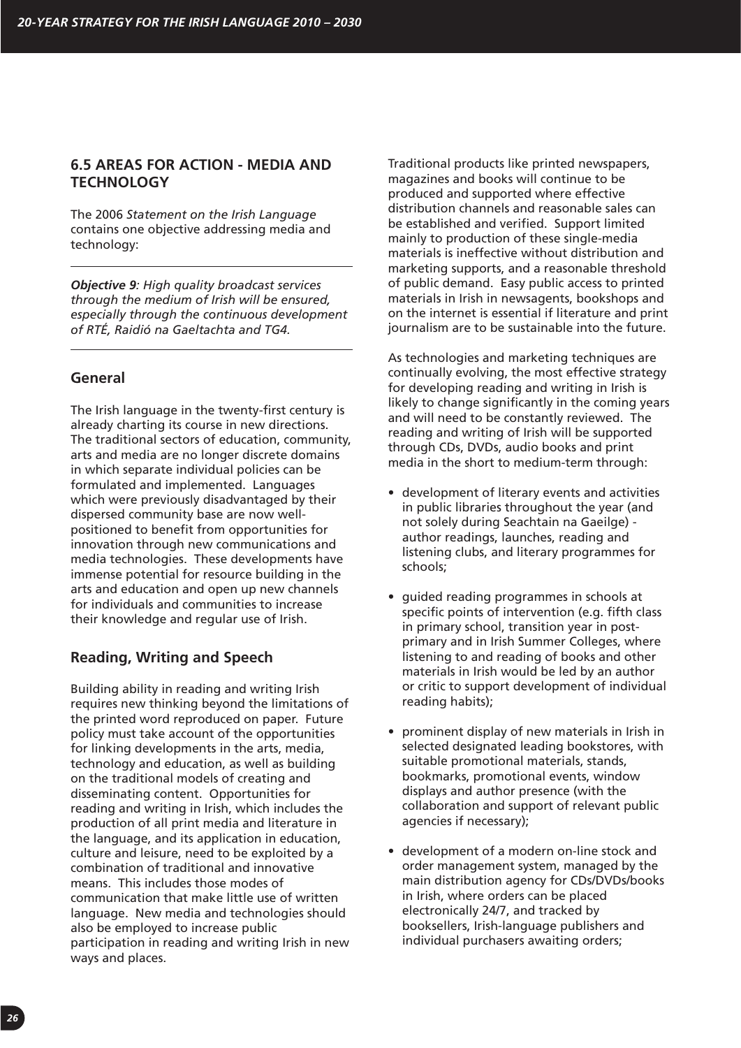## 6.5 AREAS FOR ACTION - MEDIA AND TECHNOLOGY

The 2006 *Statement on the Irish Language* contains one objective addressing media and technology:

---

***Objective 9****: High quality broadcast services through the medium of Irish will be ensured, especially through the continuous development of RTÉ, Raidió na Gaeltachta and TG4.*

---

### General

The Irish language in the twenty-first century is already charting its course in new directions. The traditional sectors of education, community, arts and media are no longer discrete domains in which separate individual policies can be formulated and implemented. Languages which were previously disadvantaged by their dispersed community base are now well-positioned to benefit from opportunities for innovation through new communications and media technologies. These developments have immense potential for resource building in the arts and education and open up new channels for individuals and communities to increase their knowledge and regular use of Irish.

### Reading, Writing and Speech

Building ability in reading and writing Irish requires new thinking beyond the limitations of the printed word reproduced on paper. Future policy must take account of the opportunities for linking developments in the arts, media, technology and education, as well as building on the traditional models of creating and disseminating content. Opportunities for reading and writing in Irish, which includes the production of all print media and literature in the language, and its application in education, culture and leisure, need to be exploited by a combination of traditional and innovative means. This includes those modes of communication that make little use of written language. New media and technologies should also be employed to increase public participation in reading and writing Irish in new ways and places.

Traditional products like printed newspapers, magazines and books will continue to be produced and supported where effective distribution channels and reasonable sales can be established and verified. Support limited mainly to production of these single-media materials is ineffective without distribution and marketing supports, and a reasonable threshold of public demand. Easy public access to printed materials in Irish in newsagents, bookshops and on the internet is essential if literature and print journalism are to be sustainable into the future.

As technologies and marketing techniques are continually evolving, the most effective strategy for developing reading and writing in Irish is likely to change significantly in the coming years and will need to be constantly reviewed. The reading and writing of Irish will be supported through CDs, DVDs, audio books and print media in the short to medium-term through:

- development of literary events and activities in public libraries throughout the year (and not solely during Seachtain na Gaeilge) - author readings, launches, reading and listening clubs, and literary programmes for schools;
- guided reading programmes in schools at specific points of intervention (e.g. fifth class in primary school, transition year in post-primary and in Irish Summer Colleges, where listening to and reading of books and other materials in Irish would be led by an author or critic to support development of individual reading habits);
- prominent display of new materials in Irish in selected designated leading bookstores, with suitable promotional materials, stands, bookmarks, promotional events, window displays and author presence (with the collaboration and support of relevant public agencies if necessary);
- development of a modern on-line stock and order management system, managed by the main distribution agency for CDs/DVDs/books in Irish, where orders can be placed electronically 24/7, and tracked by booksellers, Irish-language publishers and individual purchasers awaiting orders;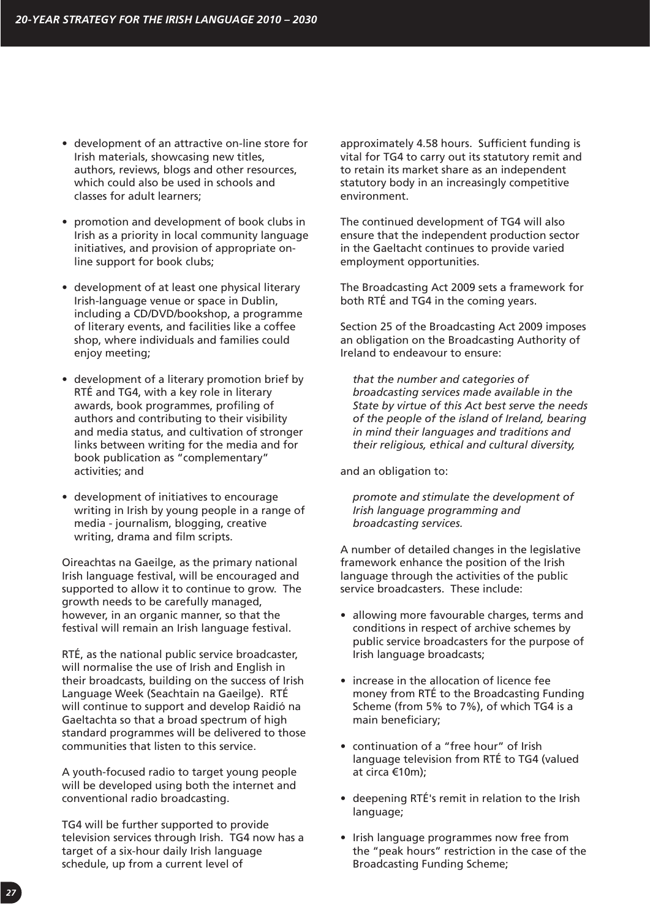- development of an attractive on-line store for Irish materials, showcasing new titles, authors, reviews, blogs and other resources, which could also be used in schools and classes for adult learners;
- promotion and development of book clubs in Irish as a priority in local community language initiatives, and provision of appropriate on-line support for book clubs;
- development of at least one physical literary Irish-language venue or space in Dublin, including a CD/DVD/bookshop, a programme of literary events, and facilities like a coffee shop, where individuals and families could enjoy meeting;
- development of a literary promotion brief by RTÉ and TG4, with a key role in literary awards, book programmes, profiling of authors and contributing to their visibility and media status, and cultivation of stronger links between writing for the media and for book publication as "complementary" activities; and
- development of initiatives to encourage writing in Irish by young people in a range of media - journalism, blogging, creative writing, drama and film scripts.

Oireachtas na Gaeilge, as the primary national Irish language festival, will be encouraged and supported to allow it to continue to grow. The growth needs to be carefully managed, however, in an organic manner, so that the festival will remain an Irish language festival.

RTÉ, as the national public service broadcaster, will normalise the use of Irish and English in their broadcasts, building on the success of Irish Language Week (Seachtain na Gaeilge). RTÉ will continue to support and develop Raidió na Gaeltachta so that a broad spectrum of high standard programmes will be delivered to those communities that listen to this service.

A youth-focused radio to target young people will be developed using both the internet and conventional radio broadcasting.

TG4 will be further supported to provide television services through Irish. TG4 now has a target of a six-hour daily Irish language schedule, up from a current level of approximately 4.58 hours. Sufficient funding is vital for TG4 to carry out its statutory remit and to retain its market share as an independent statutory body in an increasingly competitive environment.

The continued development of TG4 will also ensure that the independent production sector in the Gaeltacht continues to provide varied employment opportunities.

The Broadcasting Act 2009 sets a framework for both RTÉ and TG4 in the coming years.

Section 25 of the Broadcasting Act 2009 imposes an obligation on the Broadcasting Authority of Ireland to endeavour to ensure:

> *that the number and categories of broadcasting services made available in the State by virtue of this Act best serve the needs of the people of the island of Ireland, bearing in mind their languages and traditions and their religious, ethical and cultural diversity,*

and an obligation to:

> *promote and stimulate the development of Irish language programming and broadcasting services.*

A number of detailed changes in the legislative framework enhance the position of the Irish language through the activities of the public service broadcasters. These include:

- allowing more favourable charges, terms and conditions in respect of archive schemes by public service broadcasters for the purpose of Irish language broadcasts;
- increase in the allocation of licence fee money from RTÉ to the Broadcasting Funding Scheme (from 5% to 7%), of which TG4 is a main beneficiary;
- continuation of a "free hour" of Irish language television from RTÉ to TG4 (valued at circa €10m);
- deepening RTÉ's remit in relation to the Irish language;
- Irish language programmes now free from the "peak hours" restriction in the case of the Broadcasting Funding Scheme;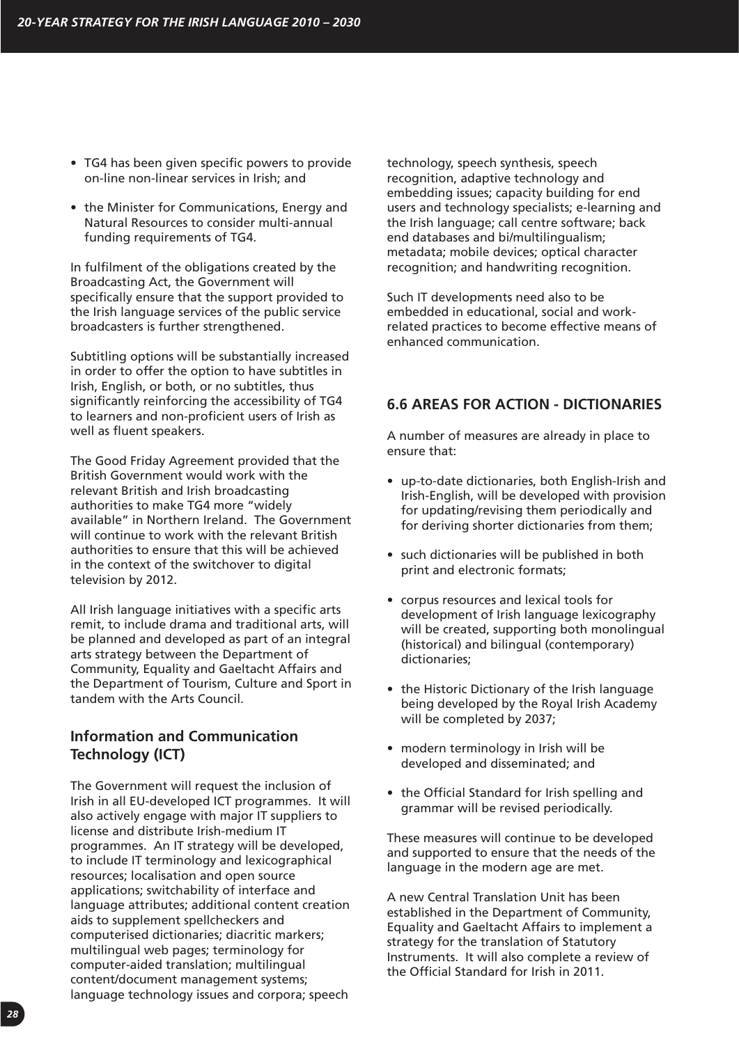- TG4 has been given specific powers to provide on-line non-linear services in Irish; and
- the Minister for Communications, Energy and Natural Resources to consider multi-annual funding requirements of TG4.

In fulfilment of the obligations created by the Broadcasting Act, the Government will specifically ensure that the support provided to the Irish language services of the public service broadcasters is further strengthened.

Subtitling options will be substantially increased in order to offer the option to have subtitles in Irish, English, or both, or no subtitles, thus significantly reinforcing the accessibility of TG4 to learners and non-proficient users of Irish as well as fluent speakers.

The Good Friday Agreement provided that the British Government would work with the relevant British and Irish broadcasting authorities to make TG4 more "widely available" in Northern Ireland. The Government will continue to work with the relevant British authorities to ensure that this will be achieved in the context of the switchover to digital television by 2012.

All Irish language initiatives with a specific arts remit, to include drama and traditional arts, will be planned and developed as part of an integral arts strategy between the Department of Community, Equality and Gaeltacht Affairs and the Department of Tourism, Culture and Sport in tandem with the Arts Council.

### Information and Communication Technology (ICT)

The Government will request the inclusion of Irish in all EU-developed ICT programmes. It will also actively engage with major IT suppliers to license and distribute Irish-medium IT programmes. An IT strategy will be developed, to include IT terminology and lexicographical resources; localisation and open source applications; switchability of interface and language attributes; additional content creation aids to supplement spellcheckers and computerised dictionaries; diacritic markers; multilingual web pages; terminology for computer-aided translation; multilingual content/document management systems; language technology issues and corpora; speech technology, speech synthesis, speech recognition, adaptive technology and embedding issues; capacity building for end users and technology specialists; e-learning and the Irish language; call centre software; back end databases and bi/multilingualism; metadata; mobile devices; optical character recognition; and handwriting recognition.

Such IT developments need also to be embedded in educational, social and work-related practices to become effective means of enhanced communication.

## 6.6 AREAS FOR ACTION - DICTIONARIES

A number of measures are already in place to ensure that:

- up-to-date dictionaries, both English-Irish and Irish-English, will be developed with provision for updating/revising them periodically and for deriving shorter dictionaries from them;
- such dictionaries will be published in both print and electronic formats;
- corpus resources and lexical tools for development of Irish language lexicography will be created, supporting both monolingual (historical) and bilingual (contemporary) dictionaries;
- the Historic Dictionary of the Irish language being developed by the Royal Irish Academy will be completed by 2037;
- modern terminology in Irish will be developed and disseminated; and
- the Official Standard for Irish spelling and grammar will be revised periodically.

These measures will continue to be developed and supported to ensure that the needs of the language in the modern age are met.

A new Central Translation Unit has been established in the Department of Community, Equality and Gaeltacht Affairs to implement a strategy for the translation of Statutory Instruments. It will also complete a review of the Official Standard for Irish in 2011.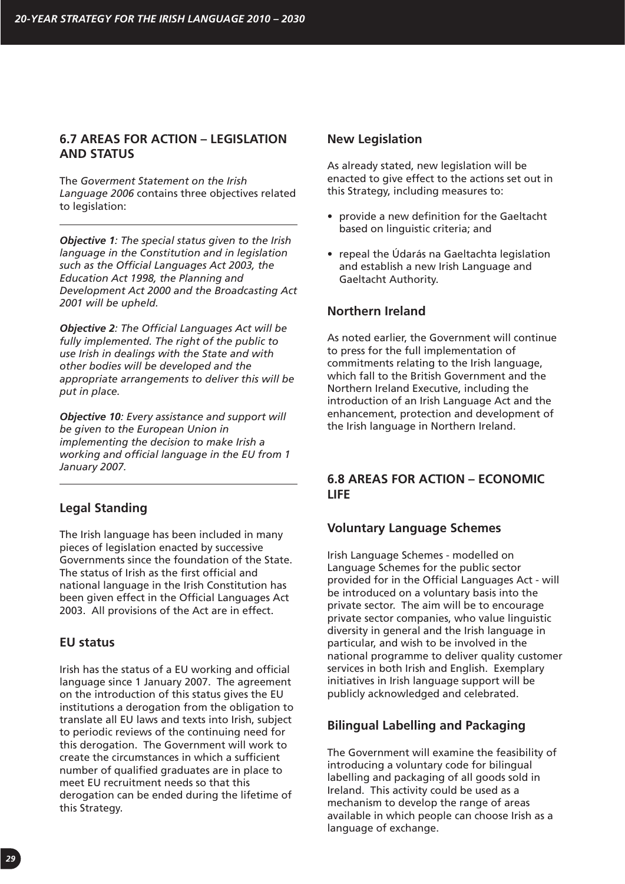## 6.7 AREAS FOR ACTION – LEGISLATION AND STATUS

The *Goverment Statement on the Irish Language 2006* contains three objectives related to legislation:

***Objective 1****: The special status given to the Irish language in the Constitution and in legislation such as the Official Languages Act 2003, the Education Act 1998, the Planning and Development Act 2000 and the Broadcasting Act 2001 will be upheld.*

***Objective 2****: The Official Languages Act will be fully implemented. The right of the public to use Irish in dealings with the State and with other bodies will be developed and the appropriate arrangements to deliver this will be put in place.*

***Objective 10****: Every assistance and support will be given to the European Union in implementing the decision to make Irish a working and official language in the EU from 1 January 2007.*

### Legal Standing

The Irish language has been included in many pieces of legislation enacted by successive Governments since the foundation of the State. The status of Irish as the first official and national language in the Irish Constitution has been given effect in the Official Languages Act 2003. All provisions of the Act are in effect.

### EU status

Irish has the status of a EU working and official language since 1 January 2007. The agreement on the introduction of this status gives the EU institutions a derogation from the obligation to translate all EU laws and texts into Irish, subject to periodic reviews of the continuing need for this derogation. The Government will work to create the circumstances in which a sufficient number of qualified graduates are in place to meet EU recruitment needs so that this derogation can be ended during the lifetime of this Strategy.

### New Legislation

As already stated, new legislation will be enacted to give effect to the actions set out in this Strategy, including measures to:

- provide a new definition for the Gaeltacht based on linguistic criteria; and
- repeal the Údarás na Gaeltachta legislation and establish a new Irish Language and Gaeltacht Authority.

### Northern Ireland

As noted earlier, the Government will continue to press for the full implementation of commitments relating to the Irish language, which fall to the British Government and the Northern Ireland Executive, including the introduction of an Irish Language Act and the enhancement, protection and development of the Irish language in Northern Ireland.

## 6.8 AREAS FOR ACTION – ECONOMIC LIFE

### Voluntary Language Schemes

Irish Language Schemes - modelled on Language Schemes for the public sector provided for in the Official Languages Act - will be introduced on a voluntary basis into the private sector. The aim will be to encourage private sector companies, who value linguistic diversity in general and the Irish language in particular, and wish to be involved in the national programme to deliver quality customer services in both Irish and English. Exemplary initiatives in Irish language support will be publicly acknowledged and celebrated.

### Bilingual Labelling and Packaging

The Government will examine the feasibility of introducing a voluntary code for bilingual labelling and packaging of all goods sold in Ireland. This activity could be used as a mechanism to develop the range of areas available in which people can choose Irish as a language of exchange.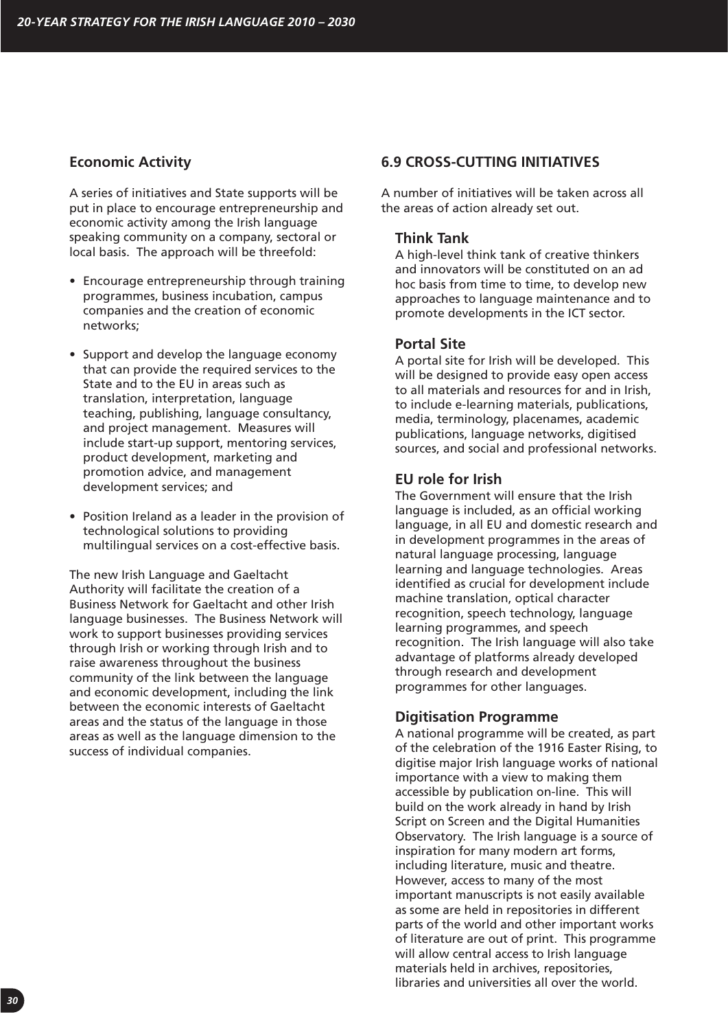### Economic Activity

A series of initiatives and State supports will be put in place to encourage entrepreneurship and economic activity among the Irish language speaking community on a company, sectoral or local basis. The approach will be threefold:

- Encourage entrepreneurship through training programmes, business incubation, campus companies and the creation of economic networks;
- Support and develop the language economy that can provide the required services to the State and to the EU in areas such as translation, interpretation, language teaching, publishing, language consultancy, and project management. Measures will include start-up support, mentoring services, product development, marketing and promotion advice, and management development services; and
- Position Ireland as a leader in the provision of technological solutions to providing multilingual services on a cost-effective basis.

The new Irish Language and Gaeltacht Authority will facilitate the creation of a Business Network for Gaeltacht and other Irish language businesses. The Business Network will work to support businesses providing services through Irish or working through Irish and to raise awareness throughout the business community of the link between the language and economic development, including the link between the economic interests of Gaeltacht areas and the status of the language in those areas as well as the language dimension to the success of individual companies.

## 6.9 CROSS-CUTTING INITIATIVES

A number of initiatives will be taken across all the areas of action already set out.

### Think Tank

A high-level think tank of creative thinkers and innovators will be constituted on an ad hoc basis from time to time, to develop new approaches to language maintenance and to promote developments in the ICT sector.

### Portal Site

A portal site for Irish will be developed. This will be designed to provide easy open access to all materials and resources for and in Irish, to include e-learning materials, publications, media, terminology, placenames, academic publications, language networks, digitised sources, and social and professional networks.

### EU role for Irish

The Government will ensure that the Irish language is included, as an official working language, in all EU and domestic research and in development programmes in the areas of natural language processing, language learning and language technologies. Areas identified as crucial for development include machine translation, optical character recognition, speech technology, language learning programmes, and speech recognition. The Irish language will also take advantage of platforms already developed through research and development programmes for other languages.

### Digitisation Programme

A national programme will be created, as part of the celebration of the 1916 Easter Rising, to digitise major Irish language works of national importance with a view to making them accessible by publication on-line. This will build on the work already in hand by Irish Script on Screen and the Digital Humanities Observatory. The Irish language is a source of inspiration for many modern art forms, including literature, music and theatre. However, access to many of the most important manuscripts is not easily available as some are held in repositories in different parts of the world and other important works of literature are out of print. This programme will allow central access to Irish language materials held in archives, repositories, libraries and universities all over the world.